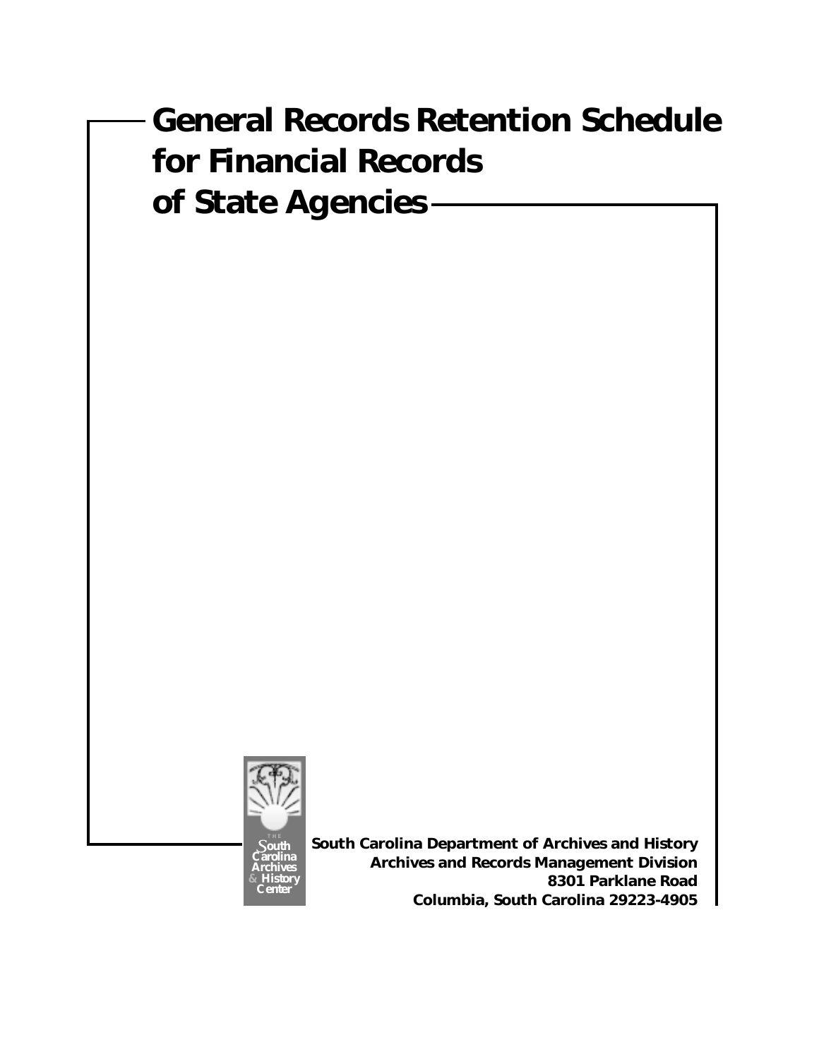# General Records Retention Schedule for Financial Records of State Agencies

The South Carolina Archives & History Center

**South Carolina Department of Archives and History**
**Archives and Records Management Division**
**8301 Parklane Road**
**Columbia, South Carolina 29223-4905**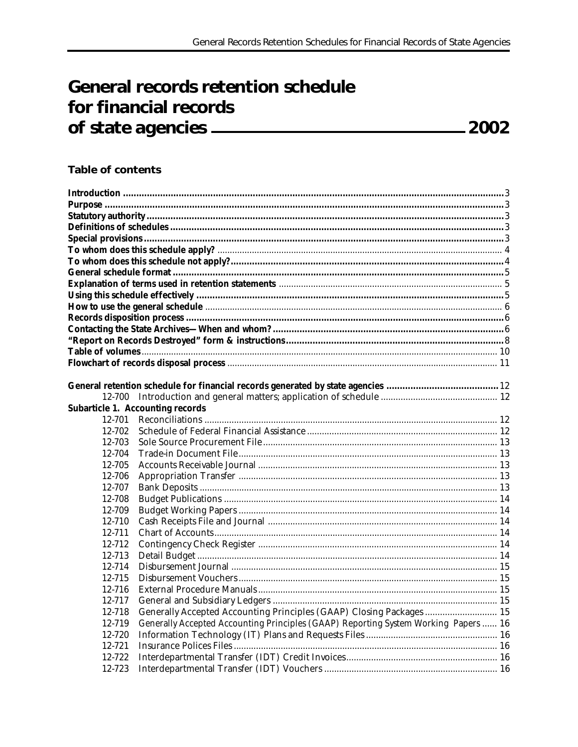# General records retention schedule for financial records of state agencies — 2002

## Table of contents

| | |
|---|---|
| **Introduction** | 3 |
| **Purpose** | 3 |
| **Statutory authority** | 3 |
| **Definitions of schedules** | 3 |
| **Special provisions** | 3 |
| **To whom does this schedule apply?** | 4 |
| **To whom does this schedule not apply?** | 4 |
| **General schedule format** | 5 |
| **Explanation of terms used in retention statements** | 5 |
| **Using this schedule effectively** | 5 |
| **How to use the general schedule** | 6 |
| **Records disposition process** | 6 |
| **Contacting the State Archives—When and whom?** | 6 |
| **"Report on Records Destroyed" form & instructions** | 8 |
| **Table of volumes** | 10 |
| **Flowchart of records disposal process** | 11 |

| | | |
|---|---|---|
| **General retention schedule for financial records generated by state agencies** | | 12 |
| 12-700 | Introduction and general matters; application of schedule | 12 |
| **Subarticle 1. Accounting records** | | |
| 12-701 | Reconciliations | 12 |
| 12-702 | Schedule of Federal Financial Assistance | 12 |
| 12-703 | Sole Source Procurement File | 13 |
| 12-704 | Trade-in Document File | 13 |
| 12-705 | Accounts Receivable Journal | 13 |
| 12-706 | Appropriation Transfer | 13 |
| 12-707 | Bank Deposits | 13 |
| 12-708 | Budget Publications | 14 |
| 12-709 | Budget Working Papers | 14 |
| 12-710 | Cash Receipts File and Journal | 14 |
| 12-711 | Chart of Accounts | 14 |
| 12-712 | Contingency Check Register | 14 |
| 12-713 | Detail Budget | 14 |
| 12-714 | Disbursement Journal | 15 |
| 12-715 | Disbursement Vouchers | 15 |
| 12-716 | External Procedure Manuals | 15 |
| 12-717 | General and Subsidiary Ledgers | 15 |
| 12-718 | Generally Accepted Accounting Principles (GAAP) Closing Packages | 15 |
| 12-719 | Generally Accepted Accounting Principles (GAAP) Reporting System Working Papers | 16 |
| 12-720 | Information Technology (IT) Plans and Requests Files | 16 |
| 12-721 | Insurance Polices Files | 16 |
| 12-722 | Interdepartmental Transfer (IDT) Credit Invoices | 16 |
| 12-723 | Interdepartmental Transfer (IDT) Vouchers | 16 |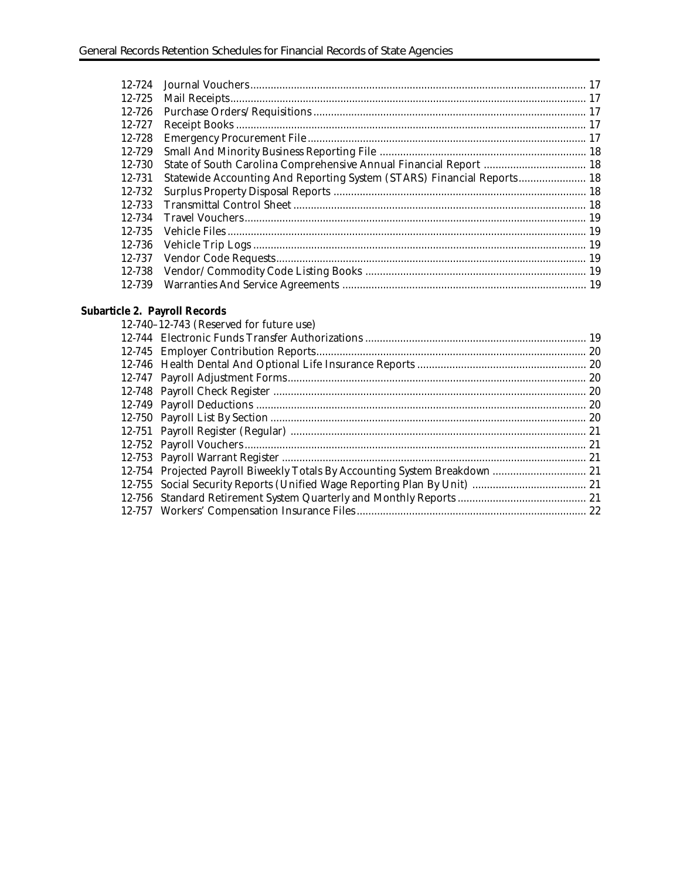12-724 Journal Vouchers .... 17
12-725 Mail Receipts .... 17
12-726 Purchase Orders/Requisitions .... 17
12-727 Receipt Books .... 17
12-728 Emergency Procurement File .... 17
12-729 Small And Minority Business Reporting File .... 18
12-730 State of South Carolina Comprehensive Annual Financial Report .... 18
12-731 Statewide Accounting And Reporting System (STARS) Financial Reports .... 18
12-732 Surplus Property Disposal Reports .... 18
12-733 Transmittal Control Sheet .... 18
12-734 Travel Vouchers .... 19
12-735 Vehicle Files .... 19
12-736 Vehicle Trip Logs .... 19
12-737 Vendor Code Requests .... 19
12-738 Vendor/Commodity Code Listing Books .... 19
12-739 Warranties And Service Agreements .... 19

**Subarticle 2. Payroll Records**

12-740–12-743 (Reserved for future use)
12-744 Electronic Funds Transfer Authorizations .... 19
12-745 Employer Contribution Reports .... 20
12-746 Health Dental And Optional Life Insurance Reports .... 20
12-747 Payroll Adjustment Forms .... 20
12-748 Payroll Check Register .... 20
12-749 Payroll Deductions .... 20
12-750 Payroll List By Section .... 20
12-751 Payroll Register (Regular) .... 21
12-752 Payroll Vouchers .... 21
12-753 Payroll Warrant Register .... 21
12-754 Projected Payroll Biweekly Totals By Accounting System Breakdown .... 21
12-755 Social Security Reports (Unified Wage Reporting Plan By Unit) .... 21
12-756 Standard Retirement System Quarterly and Monthly Reports .... 21
12-757 Workers' Compensation Insurance Files .... 22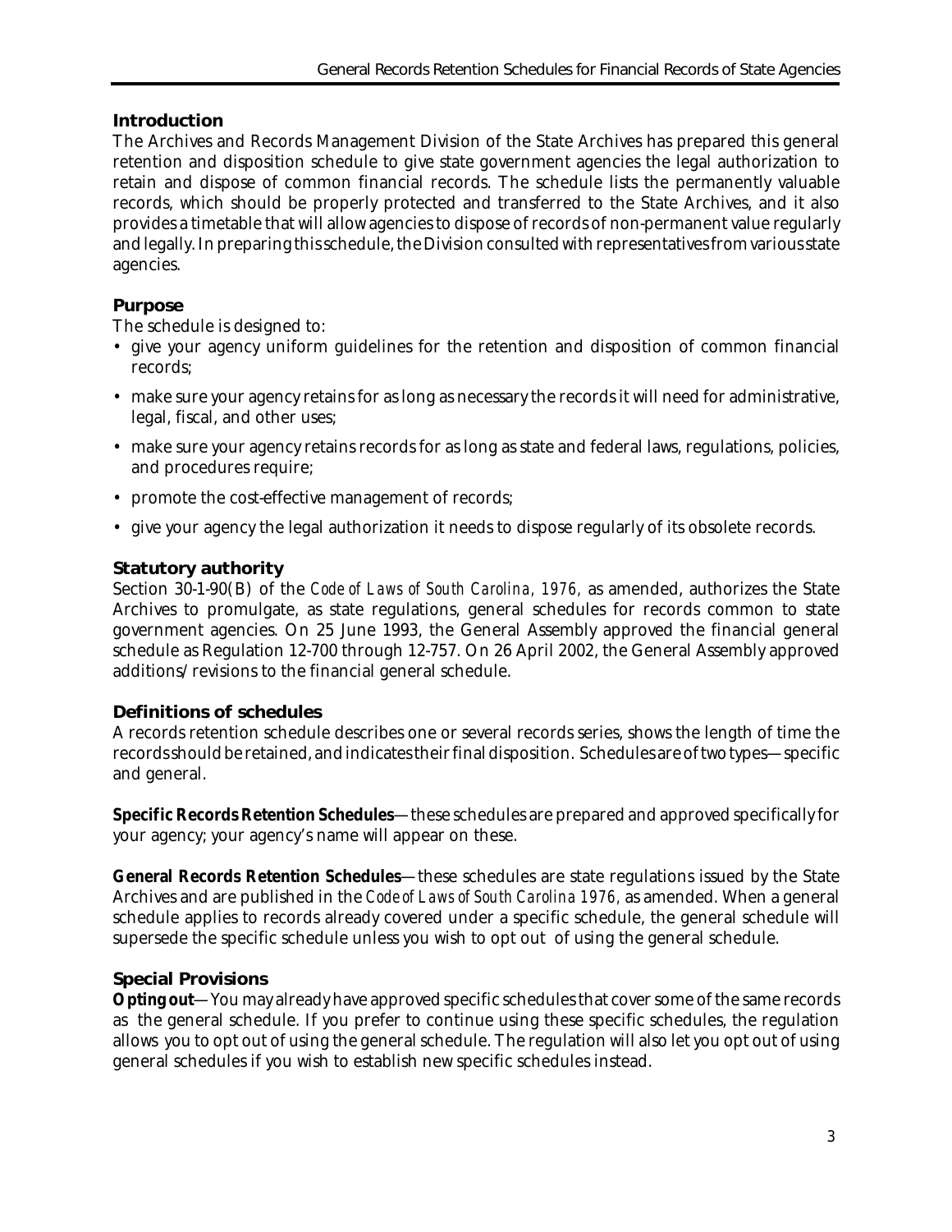## Introduction

The Archives and Records Management Division of the State Archives has prepared this general retention and disposition schedule to give state government agencies the legal authorization to retain and dispose of common financial records. The schedule lists the permanently valuable records, which should be properly protected and transferred to the State Archives, and it also provides a timetable that will allow agencies to dispose of records of non-permanent value regularly and legally. In preparing this schedule, the Division consulted with representatives from various state agencies.

## Purpose

The schedule is designed to:

- give your agency uniform guidelines for the retention and disposition of common financial records;
- make sure your agency retains for as long as necessary the records it will need for administrative, legal, fiscal, and other uses;
- make sure your agency retains records for as long as state and federal laws, regulations, policies, and procedures require;
- promote the cost-effective management of records;
- give your agency the legal authorization it needs to dispose regularly of its obsolete records.

## Statutory authority

Section 30-1-90(B) of the *Code of Laws of South Carolina, 1976,* as amended, authorizes the State Archives to promulgate, as state regulations, general schedules for records common to state government agencies. On 25 June 1993, the General Assembly approved the financial general schedule as Regulation 12-700 through 12-757. On 26 April 2002, the General Assembly approved additions/revisions to the financial general schedule.

## Definitions of schedules

A records retention schedule describes one or several records series, shows the length of time the records should be retained, and indicates their final disposition. Schedules are of two types—specific and general.

**Specific Records Retention Schedules**—these schedules are prepared and approved specifically for your agency; your agency's name will appear on these.

**General Records Retention Schedules**—these schedules are state regulations issued by the State Archives and are published in the *Code of Laws of South Carolina 1976,* as amended. When a general schedule applies to records already covered under a specific schedule, the general schedule will supersede the specific schedule unless you wish to opt out of using the general schedule.

## Special Provisions

**Opting out**—You may already have approved specific schedules that cover some of the same records as the general schedule. If you prefer to continue using these specific schedules, the regulation allows you to opt out of using the general schedule. The regulation will also let you opt out of using general schedules if you wish to establish new specific schedules instead.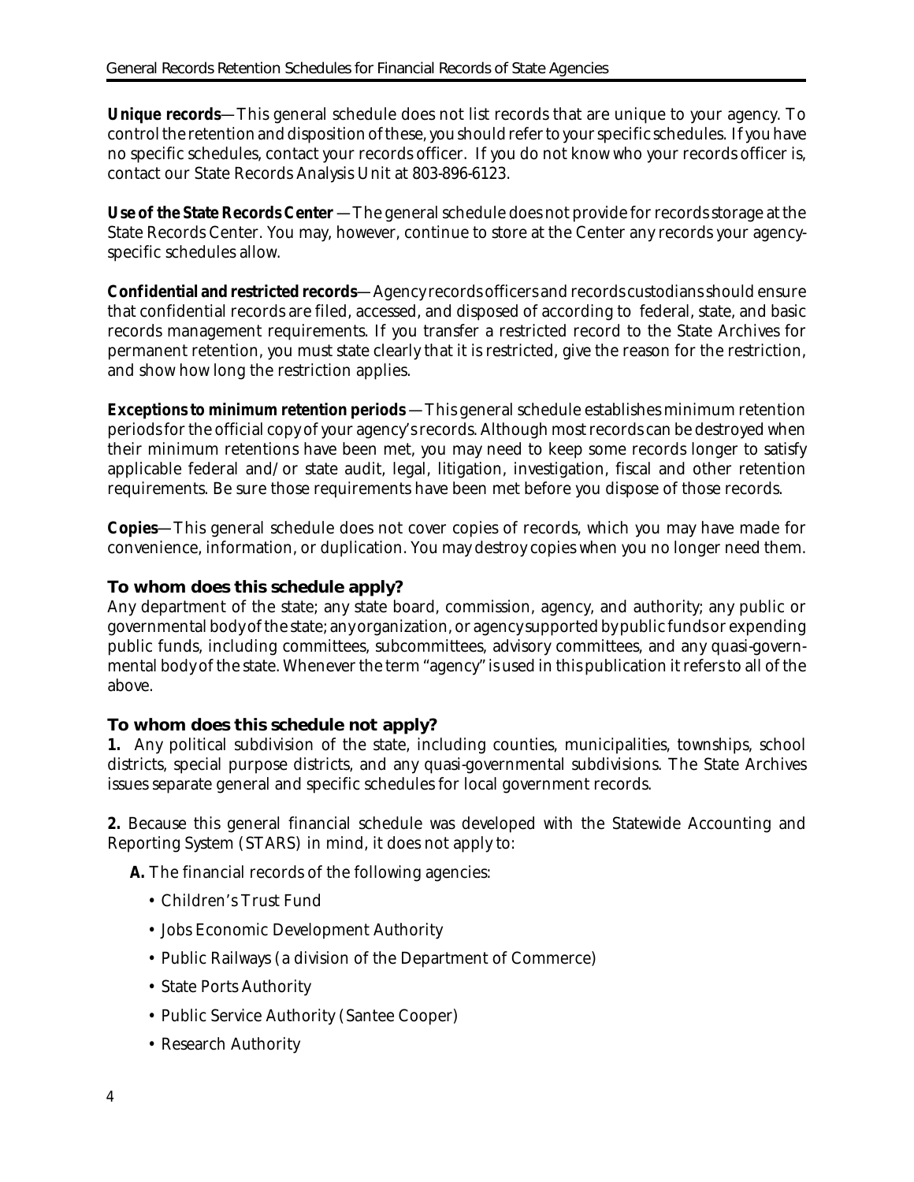**Unique records**—This general schedule does not list records that are unique to your agency. To control the retention and disposition of these, you should refer to your specific schedules. If you have no specific schedules, contact your records officer. If you do not know who your records officer is, contact our State Records Analysis Unit at 803-896-6123.

**Use of the State Records Center** —The general schedule does not provide for records storage at the State Records Center. You may, however, continue to store at the Center any records your agency-specific schedules allow.

**Confidential and restricted records**—Agency records officers and records custodians should ensure that confidential records are filed, accessed, and disposed of according to federal, state, and basic records management requirements. If you transfer a restricted record to the State Archives for permanent retention, you must state clearly that it is restricted, give the reason for the restriction, and show how long the restriction applies.

**Exceptions to minimum retention periods** —This general schedule establishes minimum retention periods for the official copy of your agency's records. Although most records can be destroyed when their minimum retentions have been met, you may need to keep some records longer to satisfy applicable federal and/or state audit, legal, litigation, investigation, fiscal and other retention requirements. Be sure those requirements have been met before you dispose of those records.

**Copies**—This general schedule does not cover copies of records, which you may have made for convenience, information, or duplication. You may destroy copies when you no longer need them.

### To whom does this schedule apply?

Any department of the state; any state board, commission, agency, and authority; any public or governmental body of the state; any organization, or agency supported by public funds or expending public funds, including committees, subcommittees, advisory committees, and any quasi-governmental body of the state. Whenever the term "agency" is used in this publication it refers to all of the above.

### To whom does this schedule not apply?

**1.** Any political subdivision of the state, including counties, municipalities, townships, school districts, special purpose districts, and any quasi-governmental subdivisions. The State Archives issues separate general and specific schedules for local government records.

**2.** Because this general financial schedule was developed with the Statewide Accounting and Reporting System (STARS) in mind, it does not apply to:

**A.** The financial records of the following agencies:

- Children's Trust Fund
- Jobs Economic Development Authority
- Public Railways (a division of the Department of Commerce)
- State Ports Authority
- Public Service Authority (Santee Cooper)
- Research Authority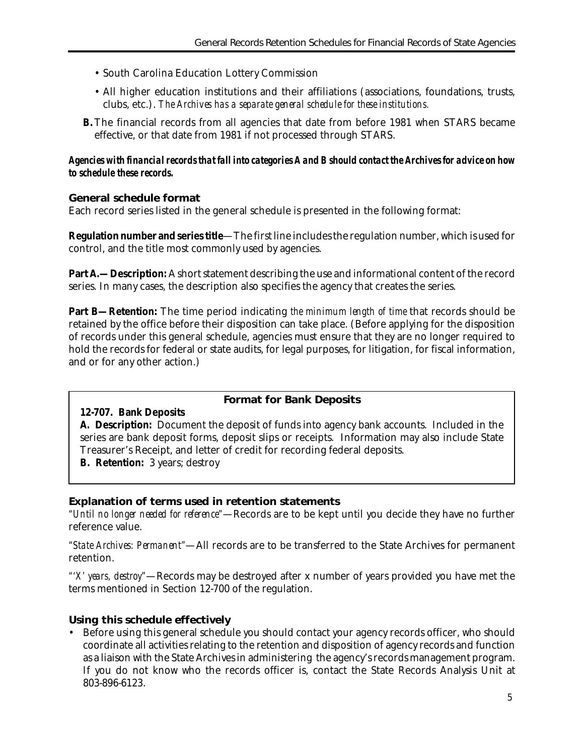- South Carolina Education Lottery Commission
- All higher education institutions and their affiliations (associations, foundations, trusts, clubs, etc.). *The Archives has a separate general schedule for these institutions.*

**B.** The financial records from all agencies that date from before 1981 when STARS became effective, or that date from 1981 if not processed through STARS.

***Agencies with financial records that fall into categories A and B should contact the Archives for advice on how to schedule these records.***

### General schedule format

Each record series listed in the general schedule is presented in the following format:

**Regulation number and series title**—The first line includes the regulation number, which is used for control, and the title most commonly used by agencies.

**Part A.—Description:** A short statement describing the use and informational content of the record series. In many cases, the description also specifies the agency that creates the series.

**Part B—Retention:** The time period indicating *the minimum length of time* that records should be retained by the office before their disposition can take place. (Before applying for the disposition of records under this general schedule, agencies must ensure that they are no longer required to hold the records for federal or state audits, for legal purposes, for litigation, for fiscal information, and or for any other action.)

> **Format for Bank Deposits**
>
> **12-707. Bank Deposits**
> **A. Description:** Document the deposit of funds into agency bank accounts. Included in the series are bank deposit forms, deposit slips or receipts. Information may also include State Treasurer's Receipt, and letter of credit for recording federal deposits.
> **B. Retention:** 3 years; destroy

### Explanation of terms used in retention statements

*"Until no longer needed for reference"*—Records are to be kept until you decide they have no further reference value.

*"State Archives: Permanent"*—All records are to be transferred to the State Archives for permanent retention.

*"'X' years, destroy"*—Records may be destroyed after x number of years provided you have met the terms mentioned in Section 12-700 of the regulation.

### Using this schedule effectively

- Before using this general schedule you should contact your agency records officer, who should coordinate all activities relating to the retention and disposition of agency records and function as a liaison with the State Archives in administering the agency's records management program. If you do not know who the records officer is, contact the State Records Analysis Unit at 803-896-6123.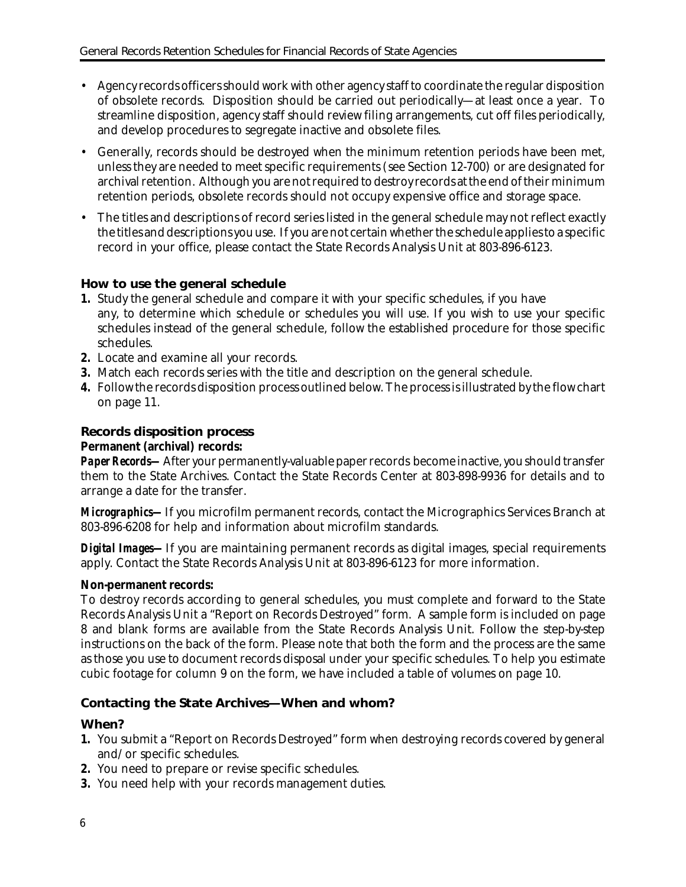- Agency records officers should work with other agency staff to coordinate the regular disposition of obsolete records. Disposition should be carried out periodically—at least once a year. To streamline disposition, agency staff should review filing arrangements, cut off files periodically, and develop procedures to segregate inactive and obsolete files.
- Generally, records should be destroyed when the minimum retention periods have been met, unless they are needed to meet specific requirements (see Section 12-700) or are designated for archival retention. Although you are not required to destroy records at the end of their minimum retention periods, obsolete records should not occupy expensive office and storage space.
- The titles and descriptions of record series listed in the general schedule may not reflect exactly the titles and descriptions you use. If you are not certain whether the schedule applies to a specific record in your office, please contact the State Records Analysis Unit at 803-896-6123.

### How to use the general schedule

1. Study the general schedule and compare it with your specific schedules, if you have any, to determine which schedule or schedules you will use. If you wish to use your specific schedules instead of the general schedule, follow the established procedure for those specific schedules.
2. Locate and examine all your records.
3. Match each records series with the title and description on the general schedule.
4. Follow the records disposition process outlined below. The process is illustrated by the flow chart on page 11.

### Records disposition process

**Permanent (archival) records:**

***Paper Records—*** After your permanently-valuable paper records become inactive, you should transfer them to the State Archives. Contact the State Records Center at 803-898-9936 for details and to arrange a date for the transfer.

***Micrographics—*** If you microfilm permanent records, contact the Micrographics Services Branch at 803-896-6208 for help and information about microfilm standards.

***Digital Images—*** If you are maintaining permanent records as digital images, special requirements apply. Contact the State Records Analysis Unit at 803-896-6123 for more information.

**Non-permanent records:**

To destroy records according to general schedules, you must complete and forward to the State Records Analysis Unit a "Report on Records Destroyed" form. A sample form is included on page 8 and blank forms are available from the State Records Analysis Unit. Follow the step-by-step instructions on the back of the form. Please note that both the form and the process are the same as those you use to document records disposal under your specific schedules. To help you estimate cubic footage for column 9 on the form, we have included a table of volumes on page 10.

### Contacting the State Archives—When and whom?

### When?

1. You submit a "Report on Records Destroyed" form when destroying records covered by general and/or specific schedules.
2. You need to prepare or revise specific schedules.
3. You need help with your records management duties.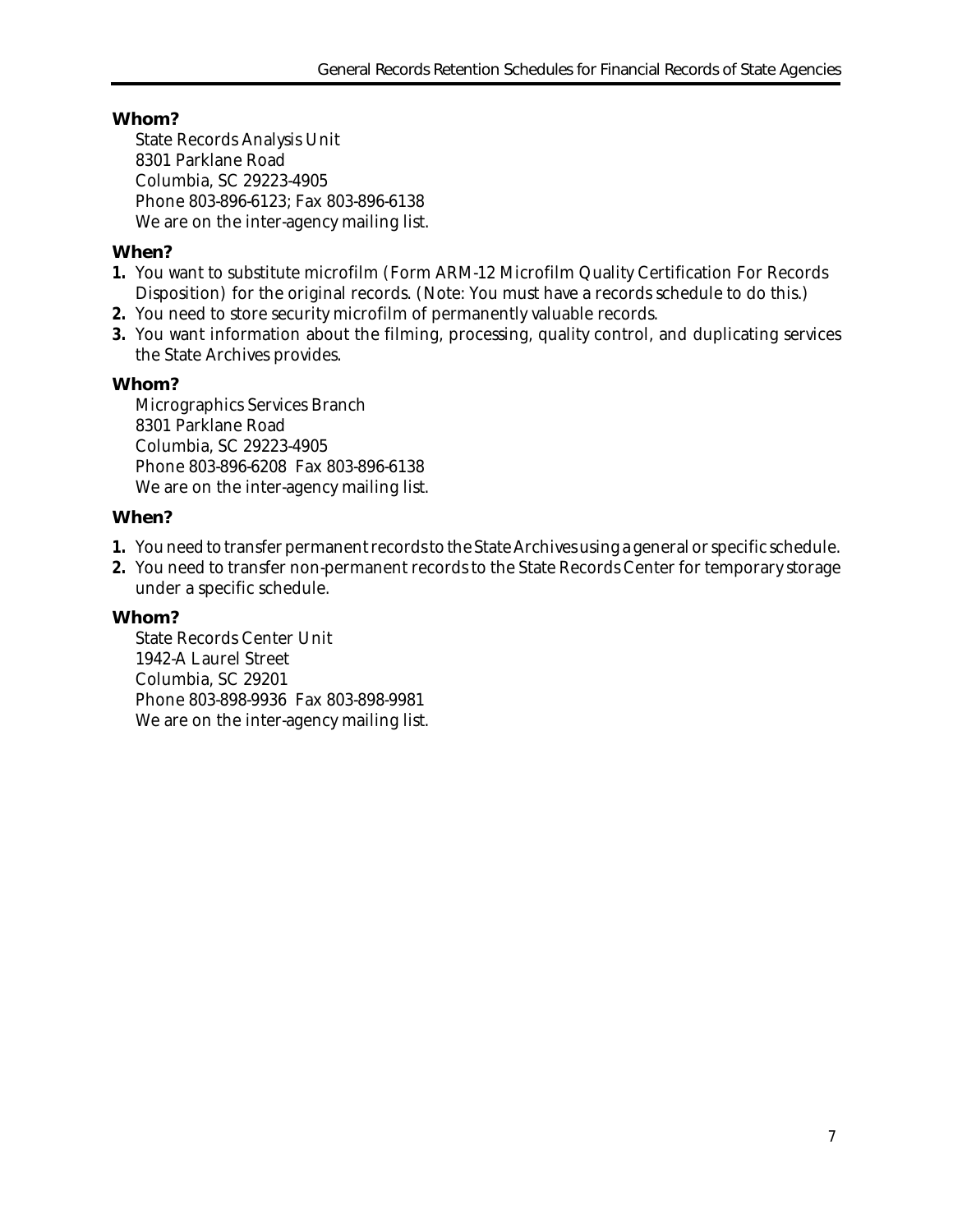**Whom?**

State Records Analysis Unit
8301 Parklane Road
Columbia, SC 29223-4905
Phone 803-896-6123; Fax 803-896-6138
We are on the inter-agency mailing list.

**When?**

1. You want to substitute microfilm (Form ARM-12 Microfilm Quality Certification For Records Disposition) for the original records. (Note: You must have a records schedule to do this.)
2. You need to store security microfilm of permanently valuable records.
3. You want information about the filming, processing, quality control, and duplicating services the State Archives provides.

**Whom?**

Micrographics Services Branch
8301 Parklane Road
Columbia, SC 29223-4905
Phone 803-896-6208 Fax 803-896-6138
We are on the inter-agency mailing list.

**When?**

1. You need to transfer permanent records to the State Archives using a general or specific schedule.
2. You need to transfer non-permanent records to the State Records Center for temporary storage under a specific schedule.

**Whom?**

State Records Center Unit
1942-A Laurel Street
Columbia, SC 29201
Phone 803-898-9936 Fax 803-898-9981
We are on the inter-agency mailing list.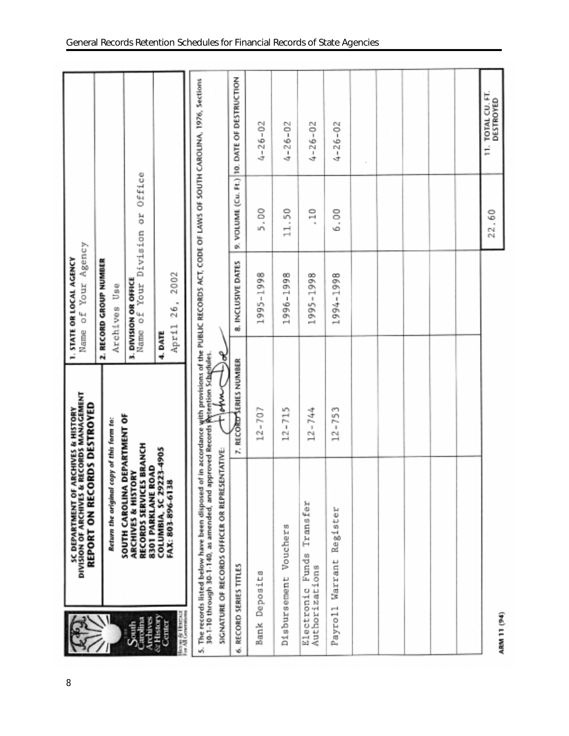SC DEPARTMENT OF ARCHIVES & HISTORY
DIVISION OF ARCHIVES & RECORDS MANAGEMENT
**REPORT ON RECORDS DESTROYED**

*Return the original copy of this form to:*

**SOUTH CAROLINA DEPARTMENT OF ARCHIVES & HISTORY
RECORDS SERVICES BRANCH
8301 PARKLANE ROAD
COLUMBIA, SC 29223-4905
FAX: 803-896-6138**

**1. STATE OR LOCAL AGENCY**
Name of Your Agency

**2. RECORD GROUP NUMBER**
Archives Use

**3. DIVISION OR OFFICE**
Name of Your Division or Office

**4. DATE**
April 26, 2002

5. The records listed below have been disposed of in accordance with provisions of the PUBLIC RECORDS ACT, CODE OF LAWS OF SOUTH CAROLINA, 1976, Sections 30-1-10 through 30-1-140, as amended, and approved Records Retention Schedules.

SIGNATURE OF RECORDS OFFICER OR REPRESENTATIVE: John Doe

| 6. RECORD SERIES TITLES | 7. RECORD SERIES NUMBER | 8. INCLUSIVE DATES | 9. VOLUME (Cu. Ft.) | 10. DATE OF DESTRUCTION |
|---|---|---|---|---|
| Bank Deposits | 12-707 | 1995-1998 | 5.00 | 4-26-02 |
| Disbursement Vouchers | 12-715 | 1996-1998 | 11.50 | 4-26-02 |
| Electronic Funds Transfer Authorizations | 12-744 | 1995-1998 | .10 | 4-26-02 |
| Payroll Warrant Register | 12-753 | 1994-1998 | 6.00 | 4-26-02 |
| | | | | |
| | | | | |
| | | | | |
| | | | | |
| | | | | |
| | | | 22.60 | 11. TOTAL CU. FT. DESTROYED |

ARM 11 (94)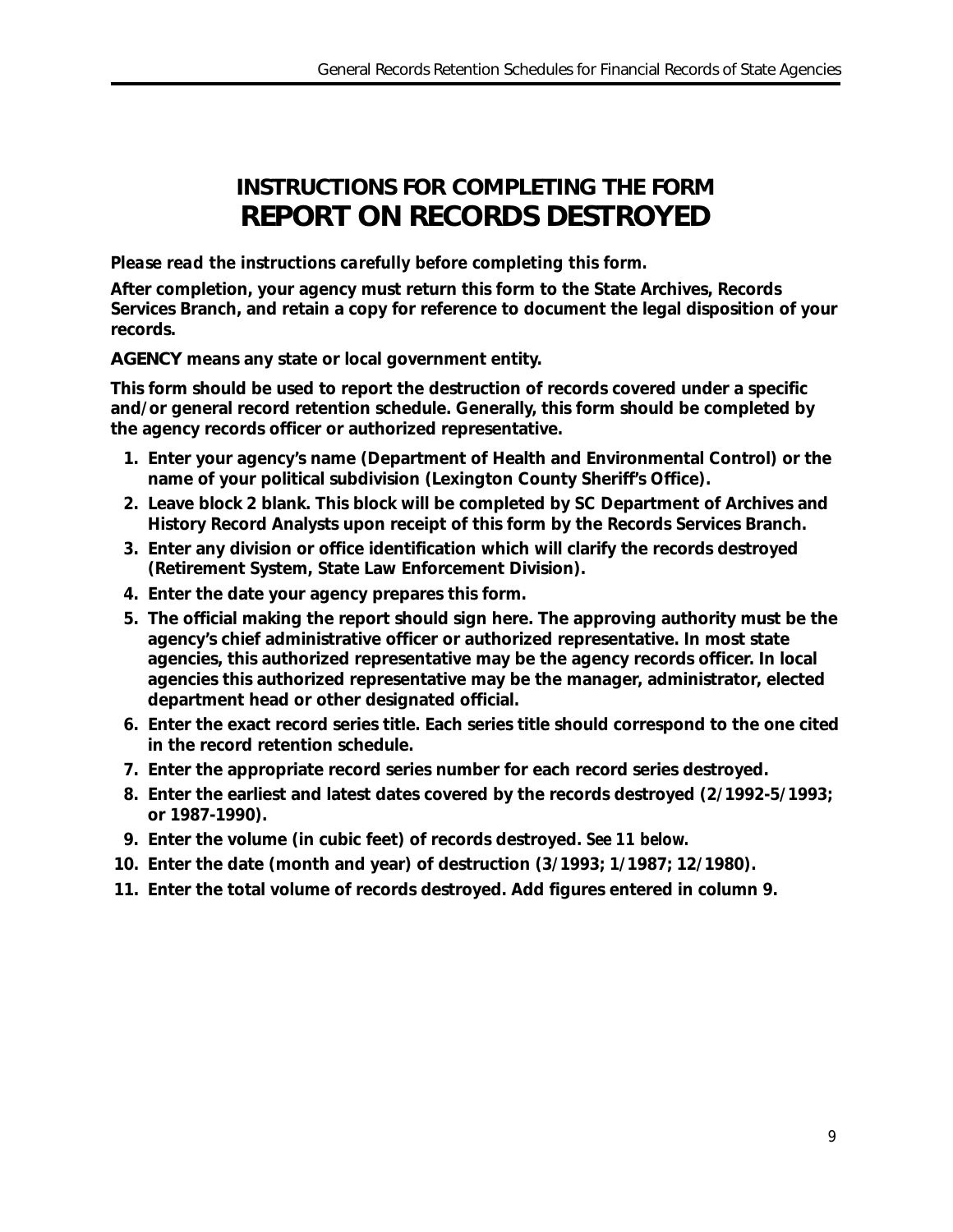# INSTRUCTIONS FOR COMPLETING THE FORM
# REPORT ON RECORDS DESTROYED

***Please read the instructions carefully before completing this form.***

**After completion, your agency must return this form to the State Archives, Records Services Branch, and retain a copy for reference to document the legal disposition of your records.**

**AGENCY means any state or local government entity.**

**This form should be used to report the destruction of records covered under a specific and/or general record retention schedule. Generally, this form should be completed by the agency records officer or authorized representative.**

1. **Enter your agency's name (Department of Health and Environmental Control) or the name of your political subdivision (Lexington County Sheriff's Office).**
2. **Leave block 2 blank. This block will be completed by SC Department of Archives and History Record Analysts upon receipt of this form by the Records Services Branch.**
3. **Enter any division or office identification which will clarify the records destroyed (Retirement System, State Law Enforcement Division).**
4. **Enter the date your agency prepares this form.**
5. **The official making the report should sign here. The approving authority must be the agency's chief administrative officer or authorized representative. In most state agencies, this authorized representative may be the agency records officer. In local agencies this authorized representative may be the manager, administrator, elected department head or other designated official.**
6. **Enter the exact record series title. Each series title should correspond to the one cited in the record retention schedule.**
7. **Enter the appropriate record series number for each record series destroyed.**
8. **Enter the earliest and latest dates covered by the records destroyed (2/1992-5/1993; or 1987-1990).**
9. **Enter the volume (in cubic feet) of records destroyed. *See 11 below.***
10. **Enter the date (month and year) of destruction (3/1993; 1/1987; 12/1980).**
11. **Enter the total volume of records destroyed. Add figures entered in column 9.**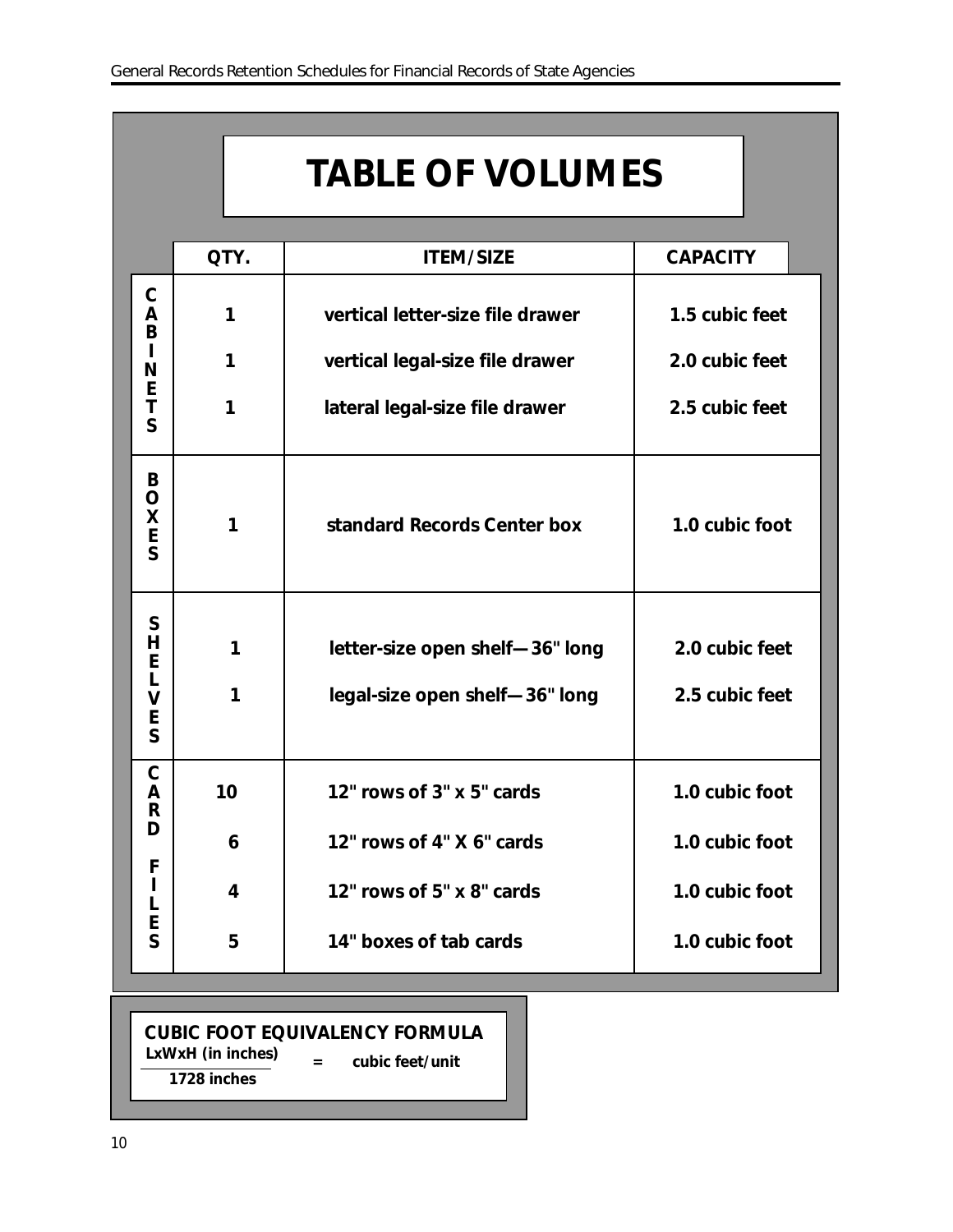# TABLE OF VOLUMES

| | QTY. | ITEM/SIZE | CAPACITY |
|---|---|---|---|
| CABINETS | 1 | vertical letter-size file drawer | 1.5 cubic feet |
| | 1 | vertical legal-size file drawer | 2.0 cubic feet |
| | 1 | lateral legal-size file drawer | 2.5 cubic feet |
| BOXES | 1 | standard Records Center box | 1.0 cubic foot |
| SHELVES | 1 | letter-size open shelf—36" long | 2.0 cubic feet |
| | 1 | legal-size open shelf—36" long | 2.5 cubic feet |
| CARD FILES | 10 | 12" rows of 3" x 5" cards | 1.0 cubic foot |
| | 6 | 12" rows of 4" X 6" cards | 1.0 cubic foot |
| | 4 | 12" rows of 5" x 8" cards | 1.0 cubic foot |
| | 5 | 14" boxes of tab cards | 1.0 cubic foot |

**CUBIC FOOT EQUIVALENCY FORMULA**

$$\frac{\text{LxWxH (in inches)}}{\text{1728 inches}} = \text{cubic feet/unit}$$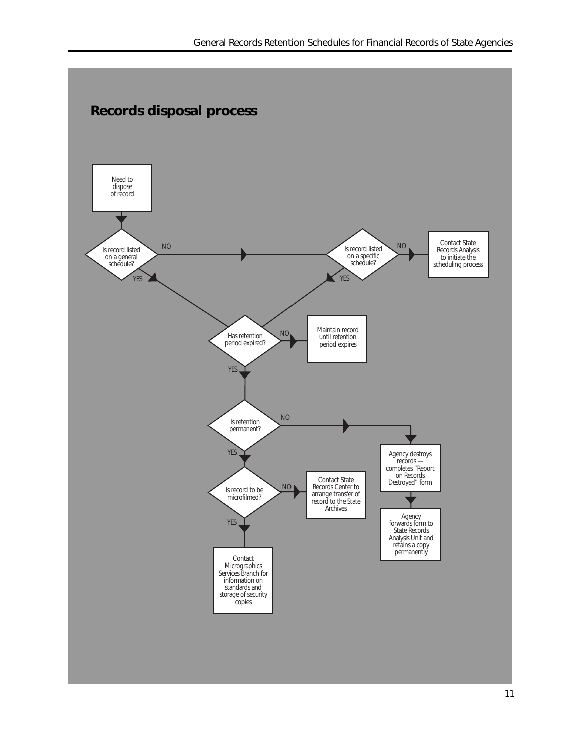## Records disposal process

Need to dispose of record

Is record listed on a general schedule?

- NO → Is record listed on a specific schedule?
  - NO → Contact State Records Analysis to initiate the scheduling process
  - YES → Has retention period expired?
- YES → Has retention period expired?

Has retention period expired?

- NO → Maintain record until retention period expires
- YES → Is retention permanent?

Is retention permanent?

- NO → Agency destroys records — completes "Report on Records Destroyed" form → Agency forwards form to State Records Analysis Unit and retains a copy permanently
- YES → Is record to be microfilmed?

Is record to be microfilmed?

- NO → Contact State Records Center to arrange transfer of record to the State Archives
- YES → Contact Micrographics Services Branch for information on standards and storage of security copies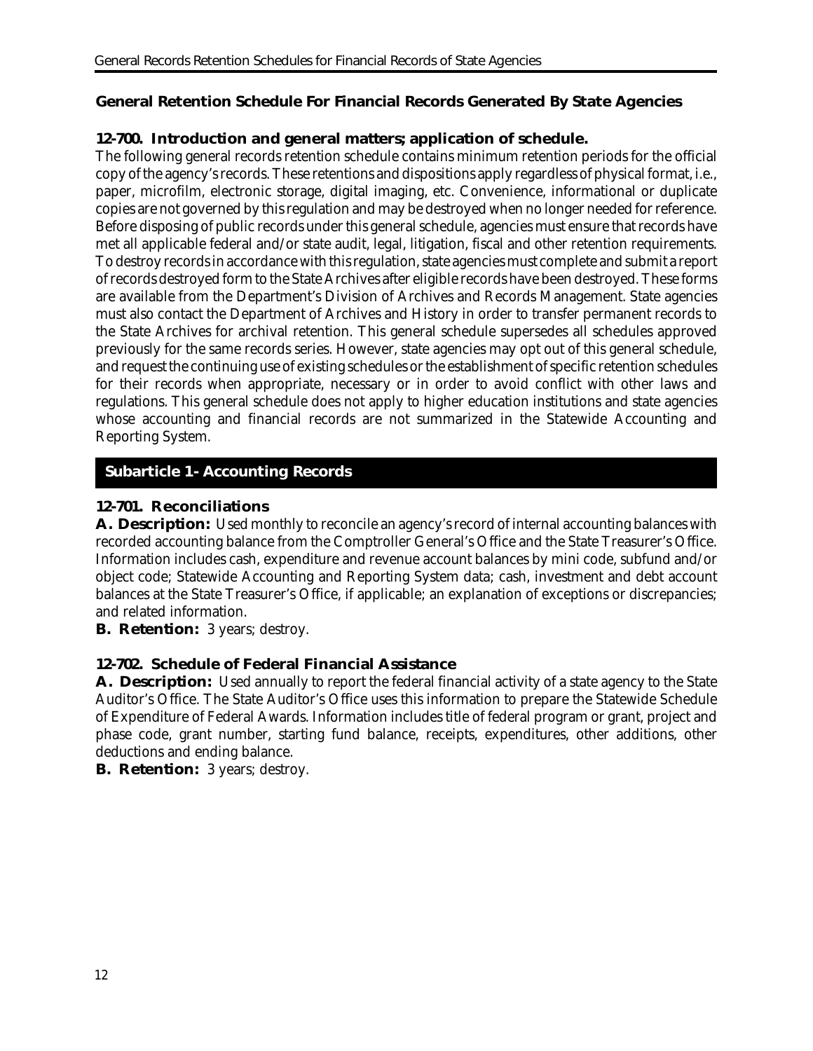## General Retention Schedule For Financial Records Generated By State Agencies

### 12-700. Introduction and general matters; application of schedule.

The following general records retention schedule contains minimum retention periods for the official copy of the agency's records. These retentions and dispositions apply regardless of physical format, i.e., paper, microfilm, electronic storage, digital imaging, etc. Convenience, informational or duplicate copies are not governed by this regulation and may be destroyed when no longer needed for reference. Before disposing of public records under this general schedule, agencies must ensure that records have met all applicable federal and/or state audit, legal, litigation, fiscal and other retention requirements. To destroy records in accordance with this regulation, state agencies must complete and submit a report of records destroyed form to the State Archives after eligible records have been destroyed. These forms are available from the Department's Division of Archives and Records Management. State agencies must also contact the Department of Archives and History in order to transfer permanent records to the State Archives for archival retention. This general schedule supersedes all schedules approved previously for the same records series. However, state agencies may opt out of this general schedule, and request the continuing use of existing schedules or the establishment of specific retention schedules for their records when appropriate, necessary or in order to avoid conflict with other laws and regulations. This general schedule does not apply to higher education institutions and state agencies whose accounting and financial records are not summarized in the Statewide Accounting and Reporting System.

## Subarticle 1- Accounting Records

### 12-701. Reconciliations

**A. Description:** Used monthly to reconcile an agency's record of internal accounting balances with recorded accounting balance from the Comptroller General's Office and the State Treasurer's Office. Information includes cash, expenditure and revenue account balances by mini code, subfund and/or object code; Statewide Accounting and Reporting System data; cash, investment and debt account balances at the State Treasurer's Office, if applicable; an explanation of exceptions or discrepancies; and related information.

**B. Retention:** 3 years; destroy.

### 12-702. Schedule of Federal Financial Assistance

**A. Description:** Used annually to report the federal financial activity of a state agency to the State Auditor's Office. The State Auditor's Office uses this information to prepare the Statewide Schedule of Expenditure of Federal Awards. Information includes title of federal program or grant, project and phase code, grant number, starting fund balance, receipts, expenditures, other additions, other deductions and ending balance.

**B. Retention:** 3 years; destroy.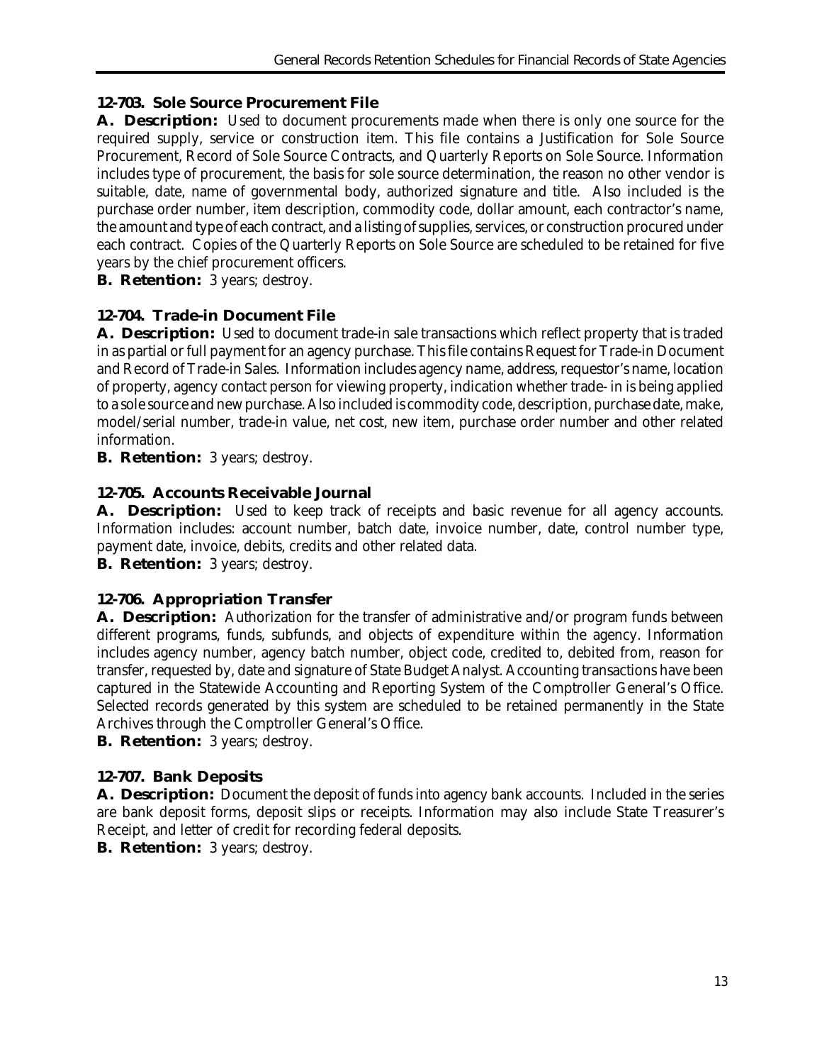### 12-703. Sole Source Procurement File

**A. Description:** Used to document procurements made when there is only one source for the required supply, service or construction item. This file contains a Justification for Sole Source Procurement, Record of Sole Source Contracts, and Quarterly Reports on Sole Source. Information includes type of procurement, the basis for sole source determination, the reason no other vendor is suitable, date, name of governmental body, authorized signature and title. Also included is the purchase order number, item description, commodity code, dollar amount, each contractor's name, the amount and type of each contract, and a listing of supplies, services, or construction procured under each contract. Copies of the Quarterly Reports on Sole Source are scheduled to be retained for five years by the chief procurement officers.

**B. Retention:** 3 years; destroy.

### 12-704. Trade-in Document File

**A. Description:** Used to document trade-in sale transactions which reflect property that is traded in as partial or full payment for an agency purchase. This file contains Request for Trade-in Document and Record of Trade-in Sales. Information includes agency name, address, requestor's name, location of property, agency contact person for viewing property, indication whether trade- in is being applied to a sole source and new purchase. Also included is commodity code, description, purchase date, make, model/serial number, trade-in value, net cost, new item, purchase order number and other related information.

**B. Retention:** 3 years; destroy.

### 12-705. Accounts Receivable Journal

**A. Description:** Used to keep track of receipts and basic revenue for all agency accounts. Information includes: account number, batch date, invoice number, date, control number type, payment date, invoice, debits, credits and other related data.

**B. Retention:** 3 years; destroy.

### 12-706. Appropriation Transfer

**A. Description:** Authorization for the transfer of administrative and/or program funds between different programs, funds, subfunds, and objects of expenditure within the agency. Information includes agency number, agency batch number, object code, credited to, debited from, reason for transfer, requested by, date and signature of State Budget Analyst. Accounting transactions have been captured in the Statewide Accounting and Reporting System of the Comptroller General's Office. Selected records generated by this system are scheduled to be retained permanently in the State Archives through the Comptroller General's Office.

**B. Retention:** 3 years; destroy.

### 12-707. Bank Deposits

**A. Description:** Document the deposit of funds into agency bank accounts. Included in the series are bank deposit forms, deposit slips or receipts. Information may also include State Treasurer's Receipt, and letter of credit for recording federal deposits.

**B. Retention:** 3 years; destroy.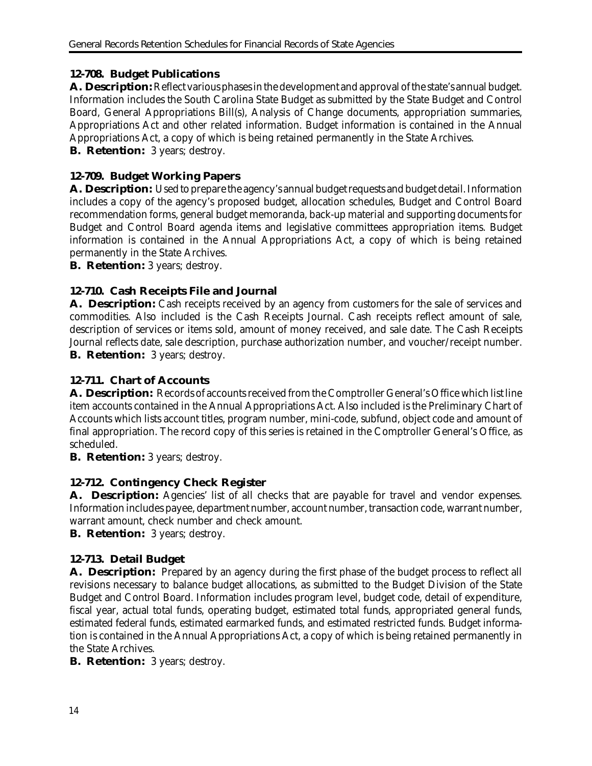### 12-708. Budget Publications

**A. Description:** Reflect various phases in the development and approval of the state's annual budget. Information includes the South Carolina State Budget as submitted by the State Budget and Control Board, General Appropriations Bill(s), Analysis of Change documents, appropriation summaries, Appropriations Act and other related information. Budget information is contained in the Annual Appropriations Act, a copy of which is being retained permanently in the State Archives.

**B. Retention:** 3 years; destroy.

### 12-709. Budget Working Papers

**A. Description:** Used to prepare the agency's annual budget requests and budget detail. Information includes a copy of the agency's proposed budget, allocation schedules, Budget and Control Board recommendation forms, general budget memoranda, back-up material and supporting documents for Budget and Control Board agenda items and legislative committees appropriation items. Budget information is contained in the Annual Appropriations Act, a copy of which is being retained permanently in the State Archives.

**B. Retention:** 3 years; destroy.

### 12-710. Cash Receipts File and Journal

**A. Description:** Cash receipts received by an agency from customers for the sale of services and commodities. Also included is the Cash Receipts Journal. Cash receipts reflect amount of sale, description of services or items sold, amount of money received, and sale date. The Cash Receipts Journal reflects date, sale description, purchase authorization number, and voucher/receipt number.

**B. Retention:** 3 years; destroy.

### 12-711. Chart of Accounts

**A. Description:** Records of accounts received from the Comptroller General's Office which list line item accounts contained in the Annual Appropriations Act. Also included is the Preliminary Chart of Accounts which lists account titles, program number, mini-code, subfund, object code and amount of final appropriation. The record copy of this series is retained in the Comptroller General's Office, as scheduled.

**B. Retention:** 3 years; destroy.

### 12-712. Contingency Check Register

**A. Description:** Agencies' list of all checks that are payable for travel and vendor expenses. Information includes payee, department number, account number, transaction code, warrant number, warrant amount, check number and check amount.

**B. Retention:** 3 years; destroy.

### 12-713. Detail Budget

**A. Description:** Prepared by an agency during the first phase of the budget process to reflect all revisions necessary to balance budget allocations, as submitted to the Budget Division of the State Budget and Control Board. Information includes program level, budget code, detail of expenditure, fiscal year, actual total funds, operating budget, estimated total funds, appropriated general funds, estimated federal funds, estimated earmarked funds, and estimated restricted funds. Budget information is contained in the Annual Appropriations Act, a copy of which is being retained permanently in the State Archives.

**B. Retention:** 3 years; destroy.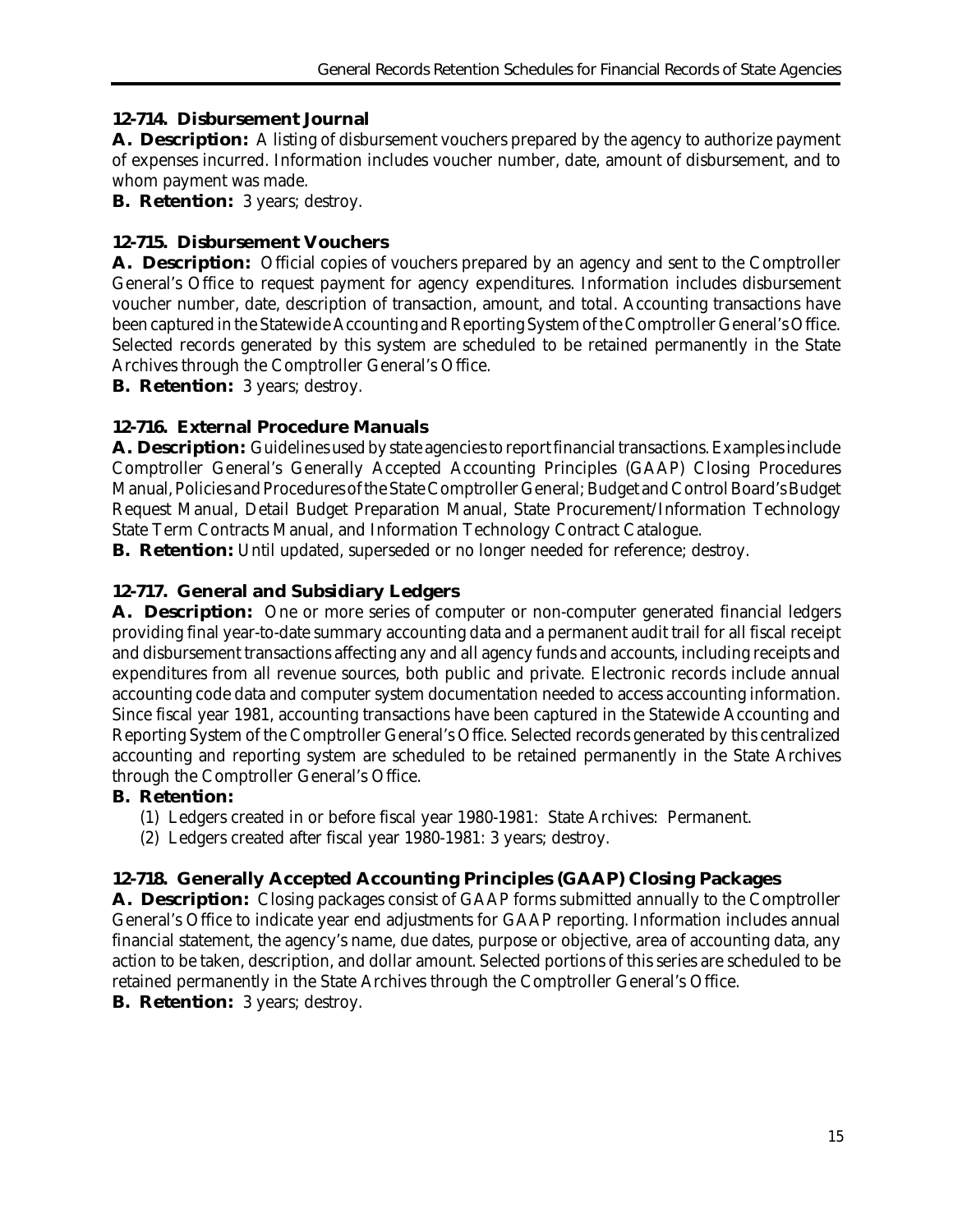### 12-714. Disbursement Journal

**A. Description:** A listing of disbursement vouchers prepared by the agency to authorize payment of expenses incurred. Information includes voucher number, date, amount of disbursement, and to whom payment was made.

**B. Retention:** 3 years; destroy.

### 12-715. Disbursement Vouchers

**A. Description:** Official copies of vouchers prepared by an agency and sent to the Comptroller General's Office to request payment for agency expenditures. Information includes disbursement voucher number, date, description of transaction, amount, and total. Accounting transactions have been captured in the Statewide Accounting and Reporting System of the Comptroller General's Office. Selected records generated by this system are scheduled to be retained permanently in the State Archives through the Comptroller General's Office.

**B. Retention:** 3 years; destroy.

### 12-716. External Procedure Manuals

**A. Description:** Guidelines used by state agencies to report financial transactions. Examples include Comptroller General's Generally Accepted Accounting Principles (GAAP) Closing Procedures Manual, Policies and Procedures of the State Comptroller General; Budget and Control Board's Budget Request Manual, Detail Budget Preparation Manual, State Procurement/Information Technology State Term Contracts Manual, and Information Technology Contract Catalogue.

**B. Retention:** Until updated, superseded or no longer needed for reference; destroy.

### 12-717. General and Subsidiary Ledgers

**A. Description:** One or more series of computer or non-computer generated financial ledgers providing final year-to-date summary accounting data and a permanent audit trail for all fiscal receipt and disbursement transactions affecting any and all agency funds and accounts, including receipts and expenditures from all revenue sources, both public and private. Electronic records include annual accounting code data and computer system documentation needed to access accounting information. Since fiscal year 1981, accounting transactions have been captured in the Statewide Accounting and Reporting System of the Comptroller General's Office. Selected records generated by this centralized accounting and reporting system are scheduled to be retained permanently in the State Archives through the Comptroller General's Office.

**B. Retention:**

(1) Ledgers created in or before fiscal year 1980-1981: State Archives: Permanent.

(2) Ledgers created after fiscal year 1980-1981: 3 years; destroy.

### 12-718. Generally Accepted Accounting Principles (GAAP) Closing Packages

**A. Description:** Closing packages consist of GAAP forms submitted annually to the Comptroller General's Office to indicate year end adjustments for GAAP reporting. Information includes annual financial statement, the agency's name, due dates, purpose or objective, area of accounting data, any action to be taken, description, and dollar amount. Selected portions of this series are scheduled to be retained permanently in the State Archives through the Comptroller General's Office.

**B. Retention:** 3 years; destroy.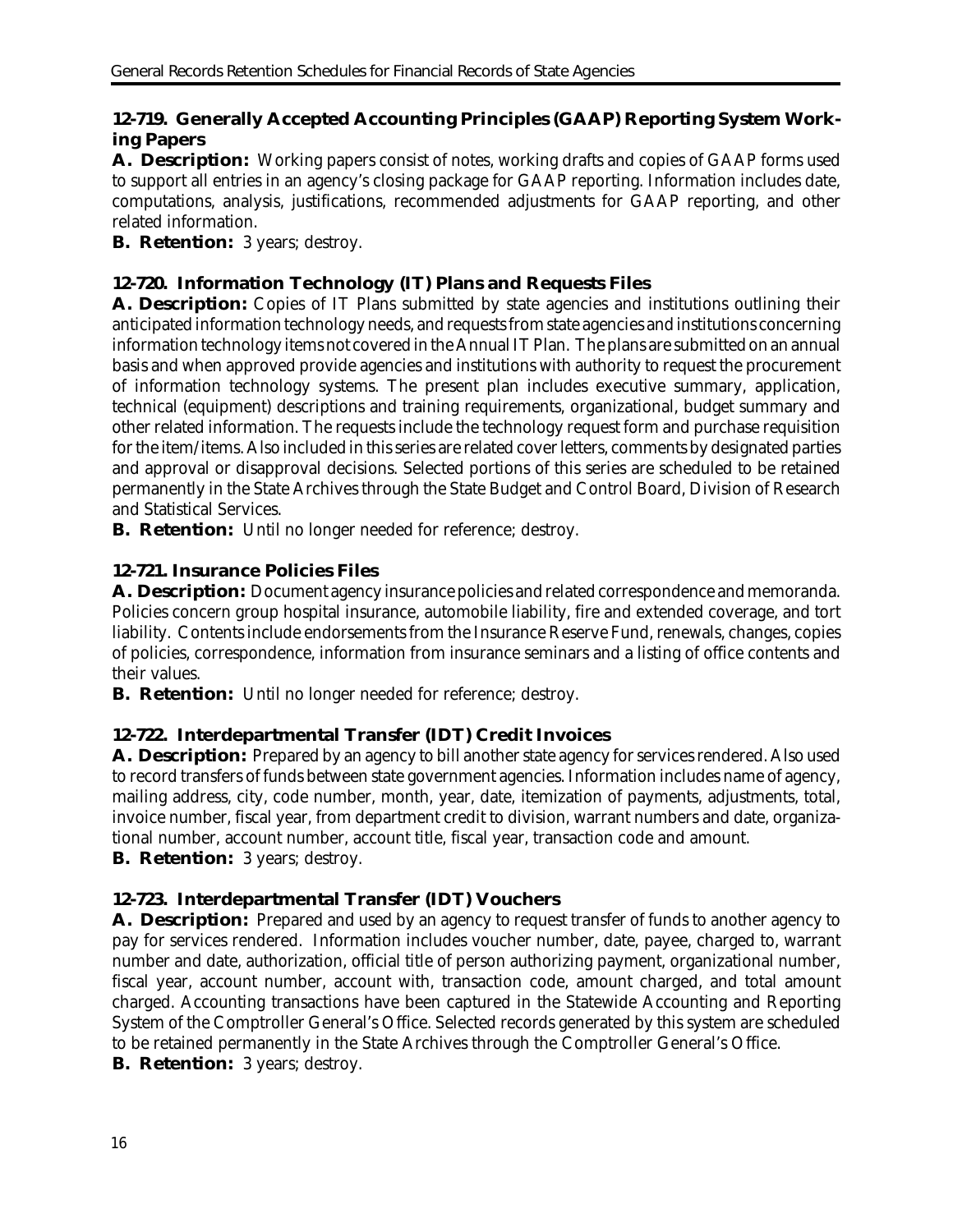### 12-719. Generally Accepted Accounting Principles (GAAP) Reporting System Working Papers

**A. Description:** Working papers consist of notes, working drafts and copies of GAAP forms used to support all entries in an agency's closing package for GAAP reporting. Information includes date, computations, analysis, justifications, recommended adjustments for GAAP reporting, and other related information.

**B. Retention:** 3 years; destroy.

### 12-720. Information Technology (IT) Plans and Requests Files

**A. Description:** Copies of IT Plans submitted by state agencies and institutions outlining their anticipated information technology needs, and requests from state agencies and institutions concerning information technology items not covered in the Annual IT Plan. The plans are submitted on an annual basis and when approved provide agencies and institutions with authority to request the procurement of information technology systems. The present plan includes executive summary, application, technical (equipment) descriptions and training requirements, organizational, budget summary and other related information. The requests include the technology request form and purchase requisition for the item/items. Also included in this series are related cover letters, comments by designated parties and approval or disapproval decisions. Selected portions of this series are scheduled to be retained permanently in the State Archives through the State Budget and Control Board, Division of Research and Statistical Services.

**B. Retention:** Until no longer needed for reference; destroy.

### 12-721. Insurance Policies Files

**A. Description:** Document agency insurance policies and related correspondence and memoranda. Policies concern group hospital insurance, automobile liability, fire and extended coverage, and tort liability. Contents include endorsements from the Insurance Reserve Fund, renewals, changes, copies of policies, correspondence, information from insurance seminars and a listing of office contents and their values.

**B. Retention:** Until no longer needed for reference; destroy.

### 12-722. Interdepartmental Transfer (IDT) Credit Invoices

**A. Description:** Prepared by an agency to bill another state agency for services rendered. Also used to record transfers of funds between state government agencies. Information includes name of agency, mailing address, city, code number, month, year, date, itemization of payments, adjustments, total, invoice number, fiscal year, from department credit to division, warrant numbers and date, organizational number, account number, account title, fiscal year, transaction code and amount.

**B. Retention:** 3 years; destroy.

### 12-723. Interdepartmental Transfer (IDT) Vouchers

**A. Description:** Prepared and used by an agency to request transfer of funds to another agency to pay for services rendered. Information includes voucher number, date, payee, charged to, warrant number and date, authorization, official title of person authorizing payment, organizational number, fiscal year, account number, account with, transaction code, amount charged, and total amount charged. Accounting transactions have been captured in the Statewide Accounting and Reporting System of the Comptroller General's Office. Selected records generated by this system are scheduled to be retained permanently in the State Archives through the Comptroller General's Office.

**B. Retention:** 3 years; destroy.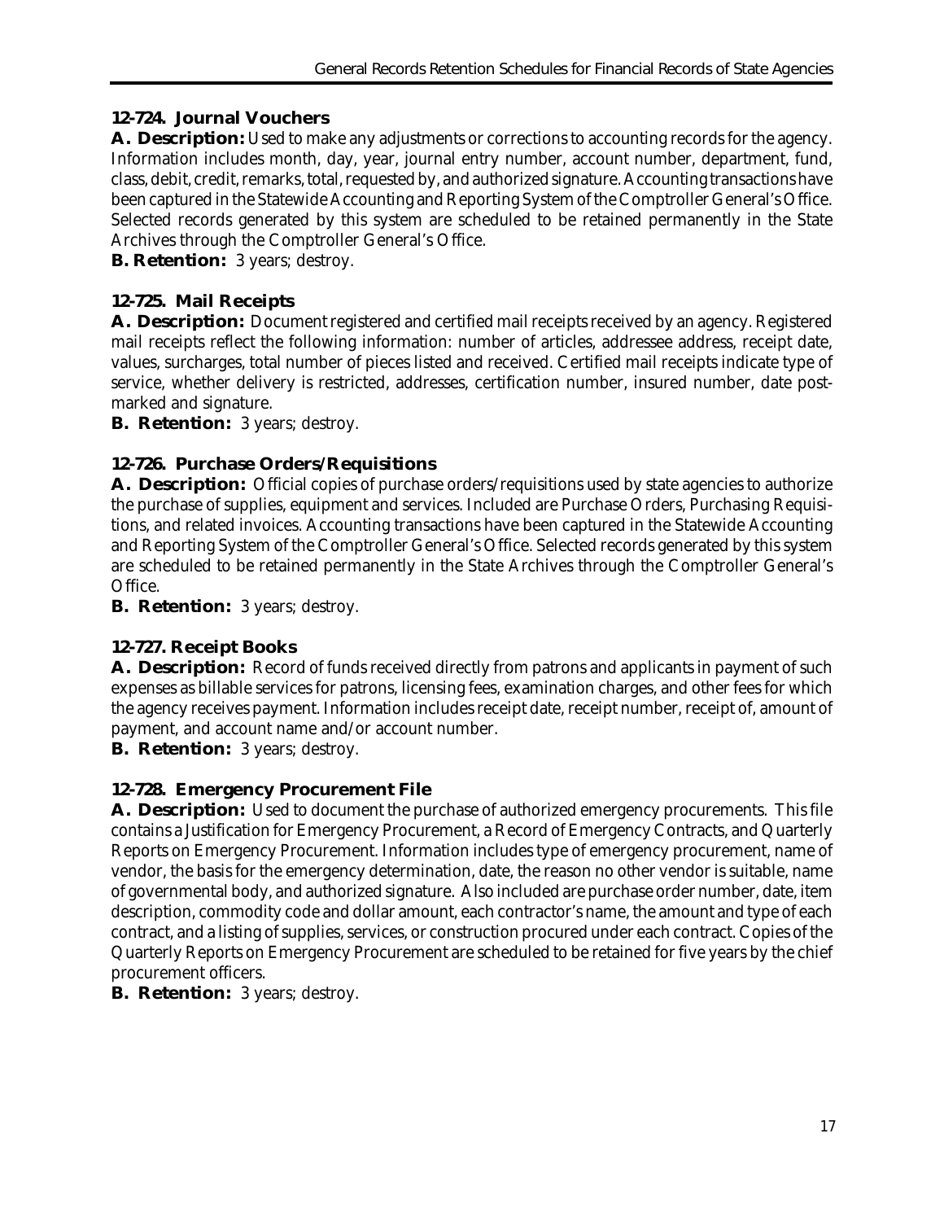### 12-724. Journal Vouchers

**A. Description:** Used to make any adjustments or corrections to accounting records for the agency. Information includes month, day, year, journal entry number, account number, department, fund, class, debit, credit, remarks, total, requested by, and authorized signature. Accounting transactions have been captured in the Statewide Accounting and Reporting System of the Comptroller General's Office. Selected records generated by this system are scheduled to be retained permanently in the State Archives through the Comptroller General's Office.

**B. Retention:** 3 years; destroy.

### 12-725. Mail Receipts

**A. Description:** Document registered and certified mail receipts received by an agency. Registered mail receipts reflect the following information: number of articles, addressee address, receipt date, values, surcharges, total number of pieces listed and received. Certified mail receipts indicate type of service, whether delivery is restricted, addresses, certification number, insured number, date post-marked and signature.

**B. Retention:** 3 years; destroy.

### 12-726. Purchase Orders/Requisitions

**A. Description:** Official copies of purchase orders/requisitions used by state agencies to authorize the purchase of supplies, equipment and services. Included are Purchase Orders, Purchasing Requisitions, and related invoices. Accounting transactions have been captured in the Statewide Accounting and Reporting System of the Comptroller General's Office. Selected records generated by this system are scheduled to be retained permanently in the State Archives through the Comptroller General's Office.

**B. Retention:** 3 years; destroy.

### 12-727. Receipt Books

**A. Description:** Record of funds received directly from patrons and applicants in payment of such expenses as billable services for patrons, licensing fees, examination charges, and other fees for which the agency receives payment. Information includes receipt date, receipt number, receipt of, amount of payment, and account name and/or account number.

**B. Retention:** 3 years; destroy.

### 12-728. Emergency Procurement File

**A. Description:** Used to document the purchase of authorized emergency procurements. This file contains a Justification for Emergency Procurement, a Record of Emergency Contracts, and Quarterly Reports on Emergency Procurement. Information includes type of emergency procurement, name of vendor, the basis for the emergency determination, date, the reason no other vendor is suitable, name of governmental body, and authorized signature. Also included are purchase order number, date, item description, commodity code and dollar amount, each contractor's name, the amount and type of each contract, and a listing of supplies, services, or construction procured under each contract. Copies of the Quarterly Reports on Emergency Procurement are scheduled to be retained for five years by the chief procurement officers.

**B. Retention:** 3 years; destroy.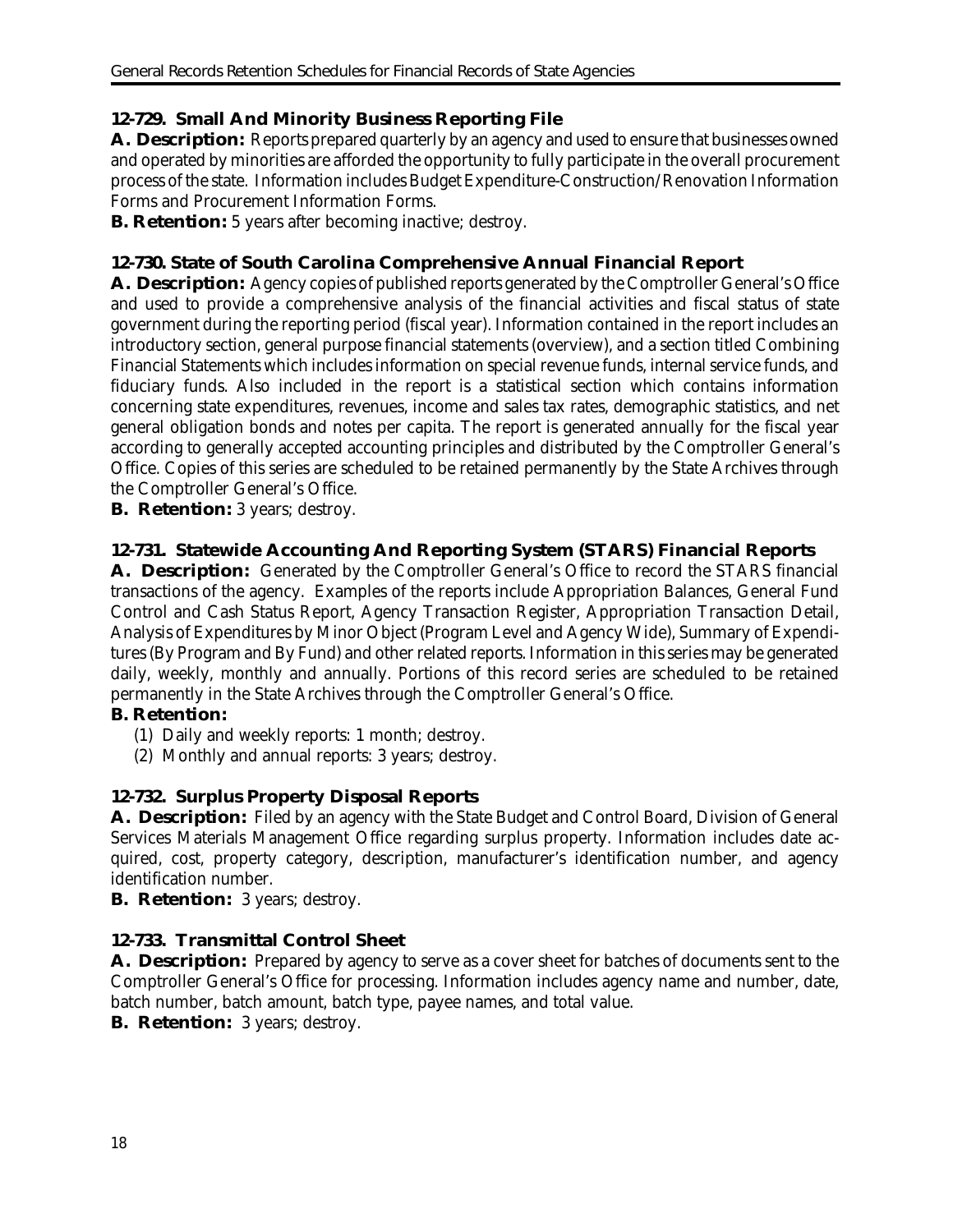### 12-729. Small And Minority Business Reporting File

**A. Description:** Reports prepared quarterly by an agency and used to ensure that businesses owned and operated by minorities are afforded the opportunity to fully participate in the overall procurement process of the state. Information includes Budget Expenditure-Construction/Renovation Information Forms and Procurement Information Forms.

**B. Retention:** 5 years after becoming inactive; destroy.

### 12-730. State of South Carolina Comprehensive Annual Financial Report

**A. Description:** Agency copies of published reports generated by the Comptroller General's Office and used to provide a comprehensive analysis of the financial activities and fiscal status of state government during the reporting period (fiscal year). Information contained in the report includes an introductory section, general purpose financial statements (overview), and a section titled Combining Financial Statements which includes information on special revenue funds, internal service funds, and fiduciary funds. Also included in the report is a statistical section which contains information concerning state expenditures, revenues, income and sales tax rates, demographic statistics, and net general obligation bonds and notes per capita. The report is generated annually for the fiscal year according to generally accepted accounting principles and distributed by the Comptroller General's Office. Copies of this series are scheduled to be retained permanently by the State Archives through the Comptroller General's Office.

**B. Retention:** 3 years; destroy.

### 12-731. Statewide Accounting And Reporting System (STARS) Financial Reports

**A. Description:** Generated by the Comptroller General's Office to record the STARS financial transactions of the agency. Examples of the reports include Appropriation Balances, General Fund Control and Cash Status Report, Agency Transaction Register, Appropriation Transaction Detail, Analysis of Expenditures by Minor Object (Program Level and Agency Wide), Summary of Expenditures (By Program and By Fund) and other related reports. Information in this series may be generated daily, weekly, monthly and annually. Portions of this record series are scheduled to be retained permanently in the State Archives through the Comptroller General's Office.

**B. Retention:**

(1) Daily and weekly reports: 1 month; destroy.

(2) Monthly and annual reports: 3 years; destroy.

### 12-732. Surplus Property Disposal Reports

**A. Description:** Filed by an agency with the State Budget and Control Board, Division of General Services Materials Management Office regarding surplus property. Information includes date acquired, cost, property category, description, manufacturer's identification number, and agency identification number.

**B. Retention:** 3 years; destroy.

### 12-733. Transmittal Control Sheet

**A. Description:** Prepared by agency to serve as a cover sheet for batches of documents sent to the Comptroller General's Office for processing. Information includes agency name and number, date, batch number, batch amount, batch type, payee names, and total value.

**B. Retention:** 3 years; destroy.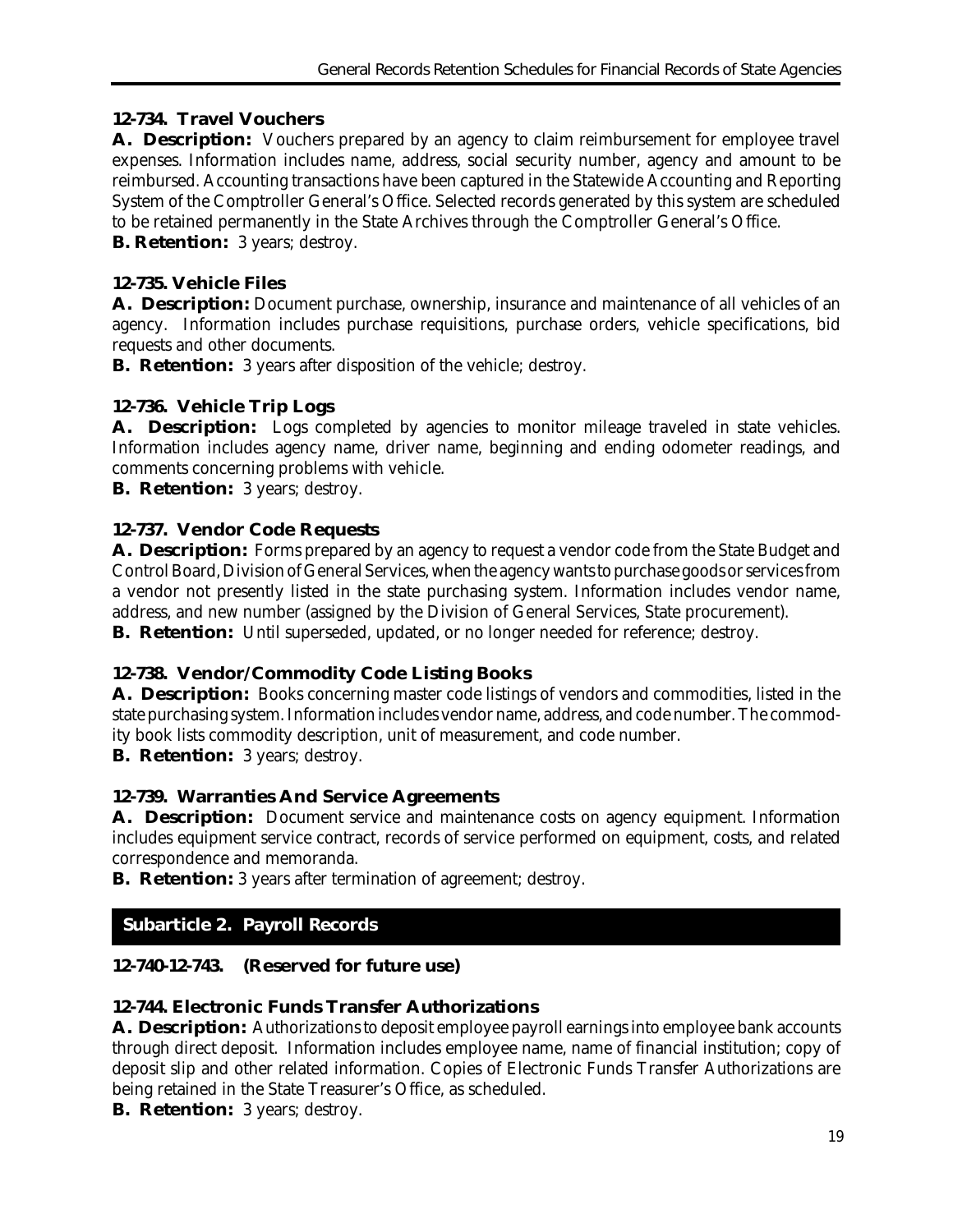### 12-734. Travel Vouchers

**A. Description:** Vouchers prepared by an agency to claim reimbursement for employee travel expenses. Information includes name, address, social security number, agency and amount to be reimbursed. Accounting transactions have been captured in the Statewide Accounting and Reporting System of the Comptroller General's Office. Selected records generated by this system are scheduled to be retained permanently in the State Archives through the Comptroller General's Office.

**B. Retention:** 3 years; destroy.

### 12-735. Vehicle Files

**A. Description:** Document purchase, ownership, insurance and maintenance of all vehicles of an agency. Information includes purchase requisitions, purchase orders, vehicle specifications, bid requests and other documents.

**B. Retention:** 3 years after disposition of the vehicle; destroy.

### 12-736. Vehicle Trip Logs

**A. Description:** Logs completed by agencies to monitor mileage traveled in state vehicles. Information includes agency name, driver name, beginning and ending odometer readings, and comments concerning problems with vehicle.

**B. Retention:** 3 years; destroy.

### 12-737. Vendor Code Requests

**A. Description:** Forms prepared by an agency to request a vendor code from the State Budget and Control Board, Division of General Services, when the agency wants to purchase goods or services from a vendor not presently listed in the state purchasing system. Information includes vendor name, address, and new number (assigned by the Division of General Services, State procurement).

**B. Retention:** Until superseded, updated, or no longer needed for reference; destroy.

### 12-738. Vendor/Commodity Code Listing Books

**A. Description:** Books concerning master code listings of vendors and commodities, listed in the state purchasing system. Information includes vendor name, address, and code number. The commodity book lists commodity description, unit of measurement, and code number.

**B. Retention:** 3 years; destroy.

### 12-739. Warranties And Service Agreements

**A. Description:** Document service and maintenance costs on agency equipment. Information includes equipment service contract, records of service performed on equipment, costs, and related correspondence and memoranda.

**B. Retention:** 3 years after termination of agreement; destroy.

## Subarticle 2. Payroll Records

### 12-740-12-743. (Reserved for future use)

### 12-744. Electronic Funds Transfer Authorizations

**A. Description:** Authorizations to deposit employee payroll earnings into employee bank accounts through direct deposit. Information includes employee name, name of financial institution; copy of deposit slip and other related information. Copies of Electronic Funds Transfer Authorizations are being retained in the State Treasurer's Office, as scheduled.

**B. Retention:** 3 years; destroy.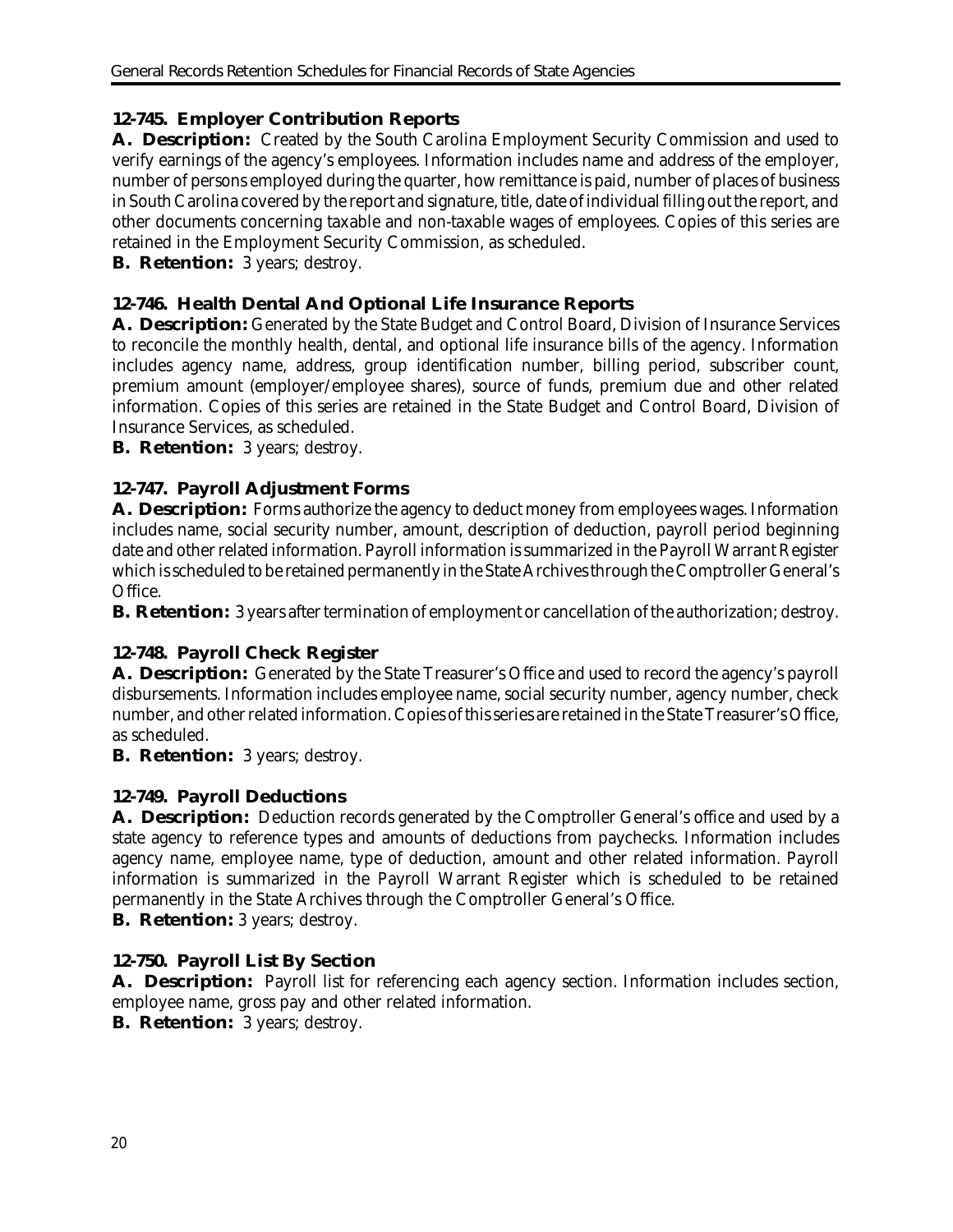### 12-745. Employer Contribution Reports

**A. Description:** Created by the South Carolina Employment Security Commission and used to verify earnings of the agency's employees. Information includes name and address of the employer, number of persons employed during the quarter, how remittance is paid, number of places of business in South Carolina covered by the report and signature, title, date of individual filling out the report, and other documents concerning taxable and non-taxable wages of employees. Copies of this series are retained in the Employment Security Commission, as scheduled.

**B. Retention:** 3 years; destroy.

### 12-746. Health Dental And Optional Life Insurance Reports

**A. Description:** Generated by the State Budget and Control Board, Division of Insurance Services to reconcile the monthly health, dental, and optional life insurance bills of the agency. Information includes agency name, address, group identification number, billing period, subscriber count, premium amount (employer/employee shares), source of funds, premium due and other related information. Copies of this series are retained in the State Budget and Control Board, Division of Insurance Services, as scheduled.

**B. Retention:** 3 years; destroy.

### 12-747. Payroll Adjustment Forms

**A. Description:** Forms authorize the agency to deduct money from employees wages. Information includes name, social security number, amount, description of deduction, payroll period beginning date and other related information. Payroll information is summarized in the Payroll Warrant Register which is scheduled to be retained permanently in the State Archives through the Comptroller General's Office.

**B. Retention:** 3 years after termination of employment or cancellation of the authorization; destroy.

### 12-748. Payroll Check Register

**A. Description:** Generated by the State Treasurer's Office and used to record the agency's payroll disbursements. Information includes employee name, social security number, agency number, check number, and other related information. Copies of this series are retained in the State Treasurer's Office, as scheduled.

**B. Retention:** 3 years; destroy.

### 12-749. Payroll Deductions

**A. Description:** Deduction records generated by the Comptroller General's office and used by a state agency to reference types and amounts of deductions from paychecks. Information includes agency name, employee name, type of deduction, amount and other related information. Payroll information is summarized in the Payroll Warrant Register which is scheduled to be retained permanently in the State Archives through the Comptroller General's Office.

**B. Retention:** 3 years; destroy.

### 12-750. Payroll List By Section

**A. Description:** Payroll list for referencing each agency section. Information includes section, employee name, gross pay and other related information.

**B. Retention:** 3 years; destroy.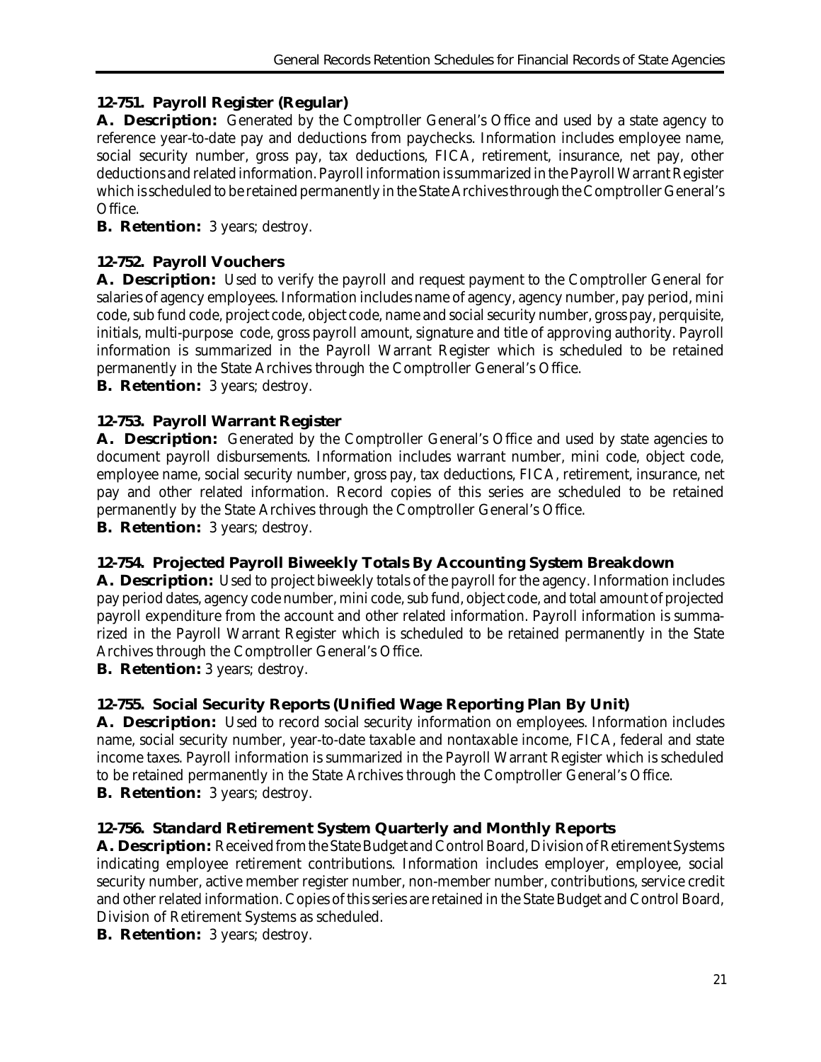### 12-751. Payroll Register (Regular)

**A. Description:** Generated by the Comptroller General's Office and used by a state agency to reference year-to-date pay and deductions from paychecks. Information includes employee name, social security number, gross pay, tax deductions, FICA, retirement, insurance, net pay, other deductions and related information. Payroll information is summarized in the Payroll Warrant Register which is scheduled to be retained permanently in the State Archives through the Comptroller General's Office.

**B. Retention:** 3 years; destroy.

### 12-752. Payroll Vouchers

**A. Description:** Used to verify the payroll and request payment to the Comptroller General for salaries of agency employees. Information includes name of agency, agency number, pay period, mini code, sub fund code, project code, object code, name and social security number, gross pay, perquisite, initials, multi-purpose code, gross payroll amount, signature and title of approving authority. Payroll information is summarized in the Payroll Warrant Register which is scheduled to be retained permanently in the State Archives through the Comptroller General's Office.

**B. Retention:** 3 years; destroy.

### 12-753. Payroll Warrant Register

**A. Description:** Generated by the Comptroller General's Office and used by state agencies to document payroll disbursements. Information includes warrant number, mini code, object code, employee name, social security number, gross pay, tax deductions, FICA, retirement, insurance, net pay and other related information. Record copies of this series are scheduled to be retained permanently by the State Archives through the Comptroller General's Office.

**B. Retention:** 3 years; destroy.

### 12-754. Projected Payroll Biweekly Totals By Accounting System Breakdown

**A. Description:** Used to project biweekly totals of the payroll for the agency. Information includes pay period dates, agency code number, mini code, sub fund, object code, and total amount of projected payroll expenditure from the account and other related information. Payroll information is summarized in the Payroll Warrant Register which is scheduled to be retained permanently in the State Archives through the Comptroller General's Office.

**B. Retention:** 3 years; destroy.

### 12-755. Social Security Reports (Unified Wage Reporting Plan By Unit)

**A. Description:** Used to record social security information on employees. Information includes name, social security number, year-to-date taxable and nontaxable income, FICA, federal and state income taxes. Payroll information is summarized in the Payroll Warrant Register which is scheduled to be retained permanently in the State Archives through the Comptroller General's Office.

**B. Retention:** 3 years; destroy.

### 12-756. Standard Retirement System Quarterly and Monthly Reports

**A. Description:** Received from the State Budget and Control Board, Division of Retirement Systems indicating employee retirement contributions. Information includes employer, employee, social security number, active member register number, non-member number, contributions, service credit and other related information. Copies of this series are retained in the State Budget and Control Board, Division of Retirement Systems as scheduled.

**B. Retention:** 3 years; destroy.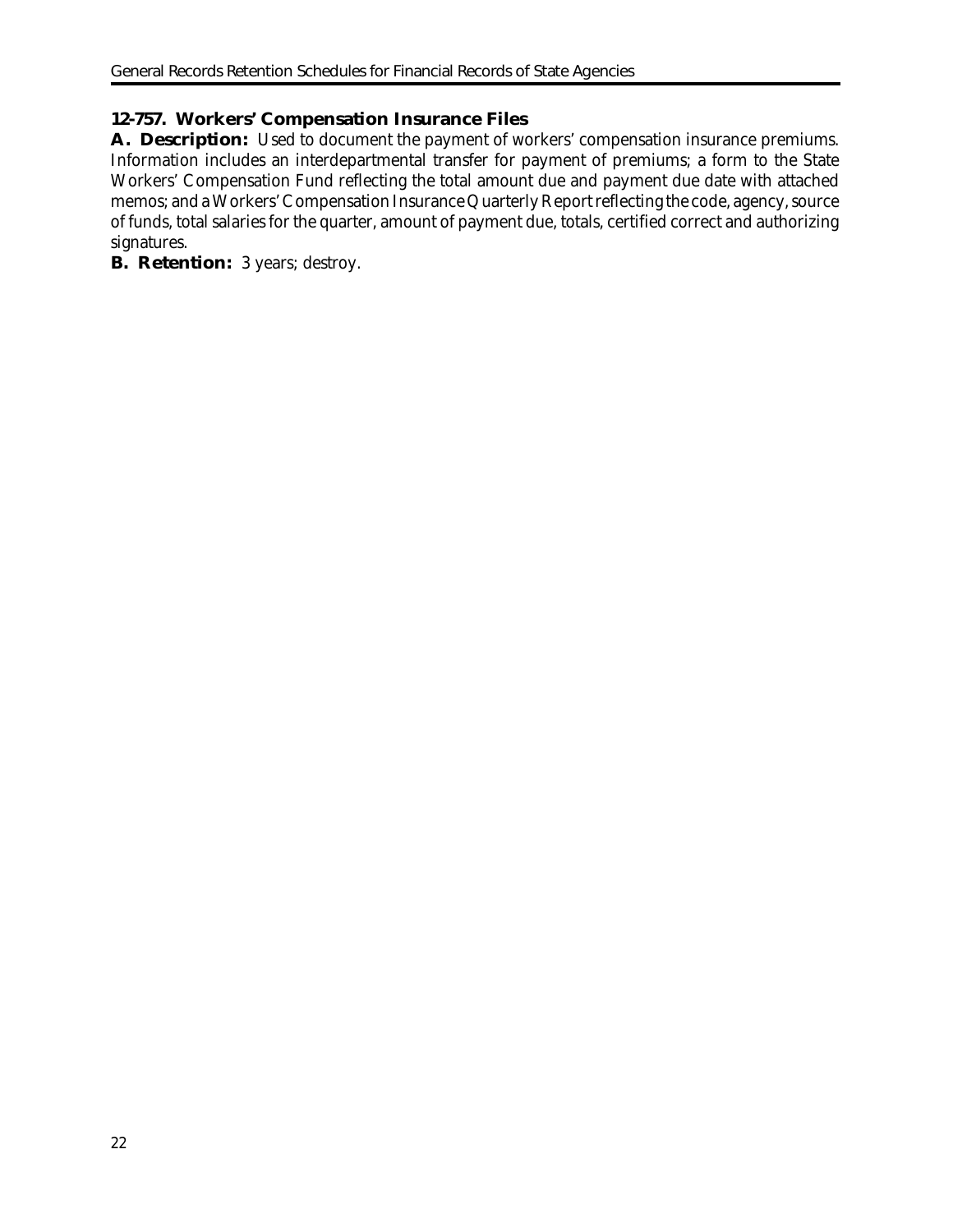### 12-757. Workers' Compensation Insurance Files

**A. Description:** Used to document the payment of workers' compensation insurance premiums. Information includes an interdepartmental transfer for payment of premiums; a form to the State Workers' Compensation Fund reflecting the total amount due and payment due date with attached memos; and a Workers' Compensation Insurance Quarterly Report reflecting the code, agency, source of funds, total salaries for the quarter, amount of payment due, totals, certified correct and authorizing signatures.

**B. Retention:** 3 years; destroy.